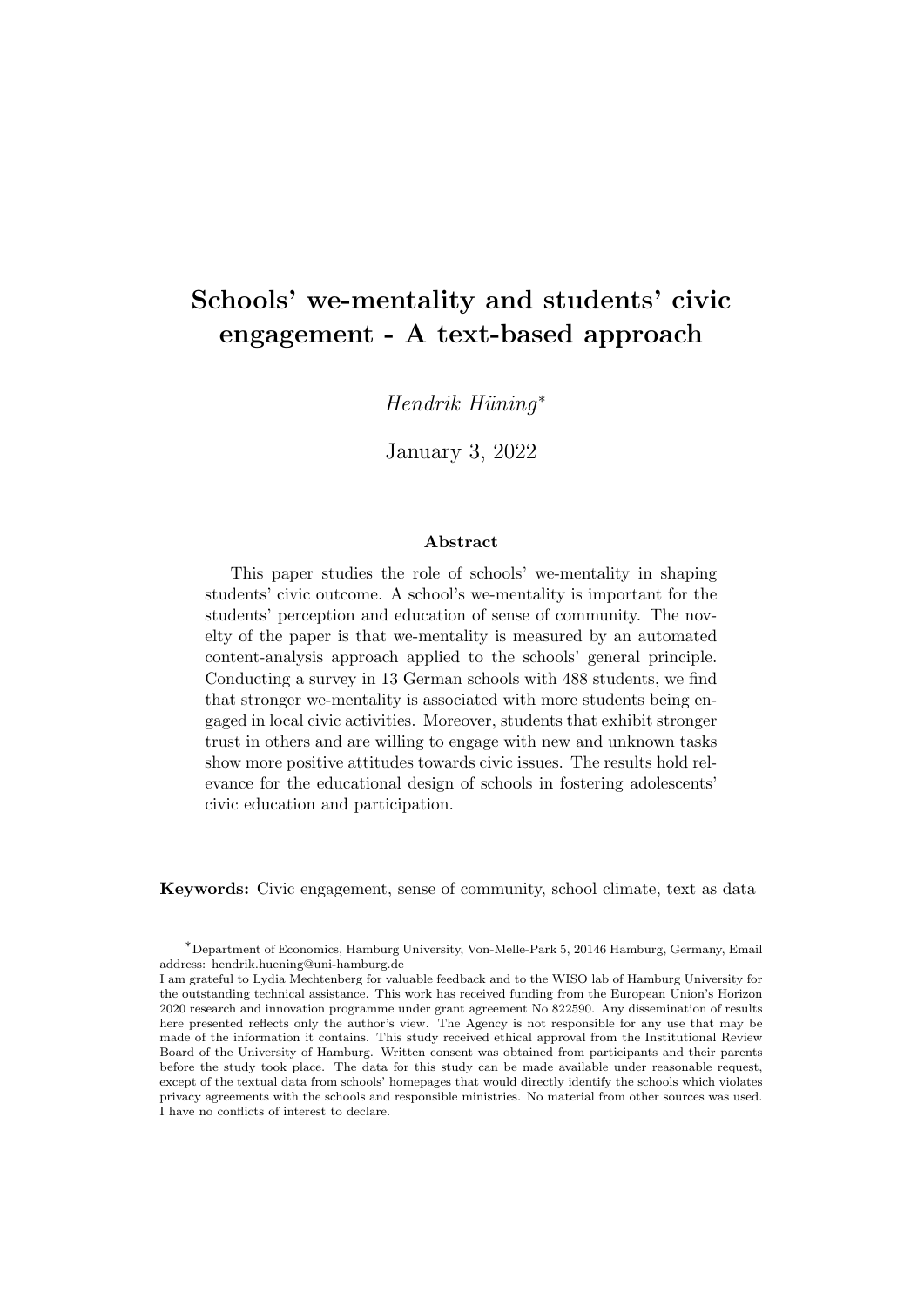# Schools' we-mentality and students' civic engagement - A text-based approach

*Hendrik Hüning*[*]

January 3, 2022

### Abstract

This paper studies the role of schools' we-mentality in shaping students' civic outcome. A school's we-mentality is important for the students' perception and education of sense of community. The novelty of the paper is that we-mentality is measured by an automated content-analysis approach applied to the schools' general principle. Conducting a survey in 13 German schools with 488 students, we find that stronger we-mentality is associated with more students being engaged in local civic activities. Moreover, students that exhibit stronger trust in others and are willing to engage with new and unknown tasks show more positive attitudes towards civic issues. The results hold relevance for the educational design of schools in fostering adolescents' civic education and participation.

**Keywords:** Civic engagement, sense of community, school climate, text as data

[*]Department of Economics, Hamburg University, Von-Melle-Park 5, 20146 Hamburg, Germany, Email address: hendrik.huening@uni-hamburg.de

I am grateful to Lydia Mechtenberg for valuable feedback and to the WISO lab of Hamburg University for the outstanding technical assistance. This work has received funding from the European Union's Horizon 2020 research and innovation programme under grant agreement No 822590. Any dissemination of results here presented reflects only the author's view. The Agency is not responsible for any use that may be made of the information it contains. This study received ethical approval from the Institutional Review Board of the University of Hamburg. Written consent was obtained from participants and their parents before the study took place. The data for this study can be made available under reasonable request, except of the textual data from schools' homepages that would directly identify the schools which violates privacy agreements with the schools and responsible ministries. No material from other sources was used. I have no conflicts of interest to declare.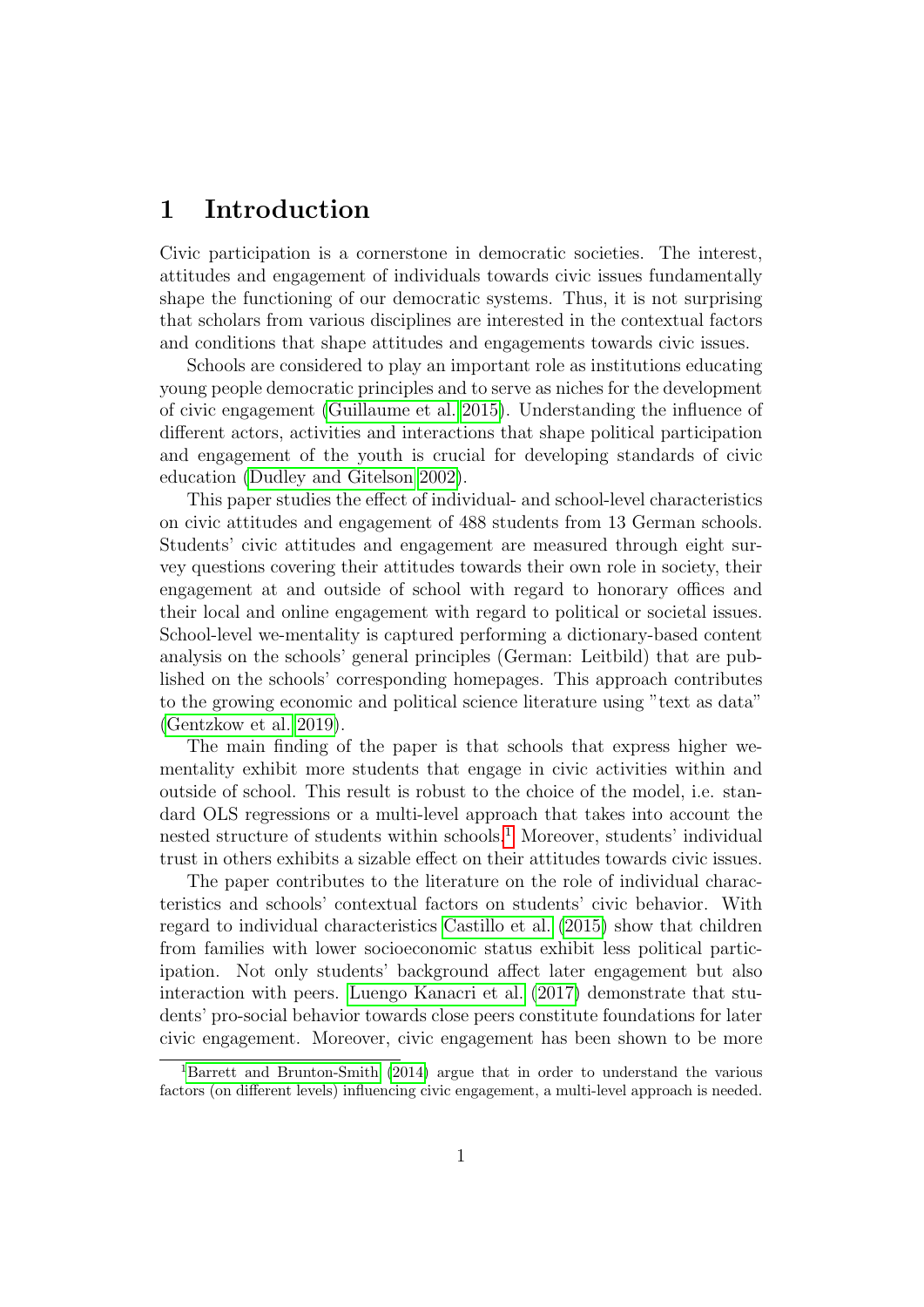# 1 Introduction

Civic participation is a cornerstone in democratic societies. The interest, attitudes and engagement of individuals towards civic issues fundamentally shape the functioning of our democratic systems. Thus, it is not surprising that scholars from various disciplines are interested in the contextual factors and conditions that shape attitudes and engagements towards civic issues.

Schools are considered to play an important role as institutions educating young people democratic principles and to serve as niches for the development of civic engagement (Guillaume et al. 2015). Understanding the influence of different actors, activities and interactions that shape political participation and engagement of the youth is crucial for developing standards of civic education (Dudley and Gitelson 2002).

This paper studies the effect of individual- and school-level characteristics on civic attitudes and engagement of 488 students from 13 German schools. Students' civic attitudes and engagement are measured through eight survey questions covering their attitudes towards their own role in society, their engagement at and outside of school with regard to honorary offices and their local and online engagement with regard to political or societal issues. School-level we-mentality is captured performing a dictionary-based content analysis on the schools' general principles (German: Leitbild) that are published on the schools' corresponding homepages. This approach contributes to the growing economic and political science literature using "text as data" (Gentzkow et al. 2019).

The main finding of the paper is that schools that express higher we-mentality exhibit more students that engage in civic activities within and outside of school. This result is robust to the choice of the model, i.e. standard OLS regressions or a multi-level approach that takes into account the nested structure of students within schools.[1] Moreover, students' individual trust in others exhibits a sizable effect on their attitudes towards civic issues.

The paper contributes to the literature on the role of individual characteristics and schools' contextual factors on students' civic behavior. With regard to individual characteristics Castillo et al. (2015) show that children from families with lower socioeconomic status exhibit less political participation. Not only students' background affect later engagement but also interaction with peers. Luengo Kanacri et al. (2017) demonstrate that students' pro-social behavior towards close peers constitute foundations for later civic engagement. Moreover, civic engagement has been shown to be more

[1] Barrett and Brunton-Smith (2014) argue that in order to understand the various factors (on different levels) influencing civic engagement, a multi-level approach is needed.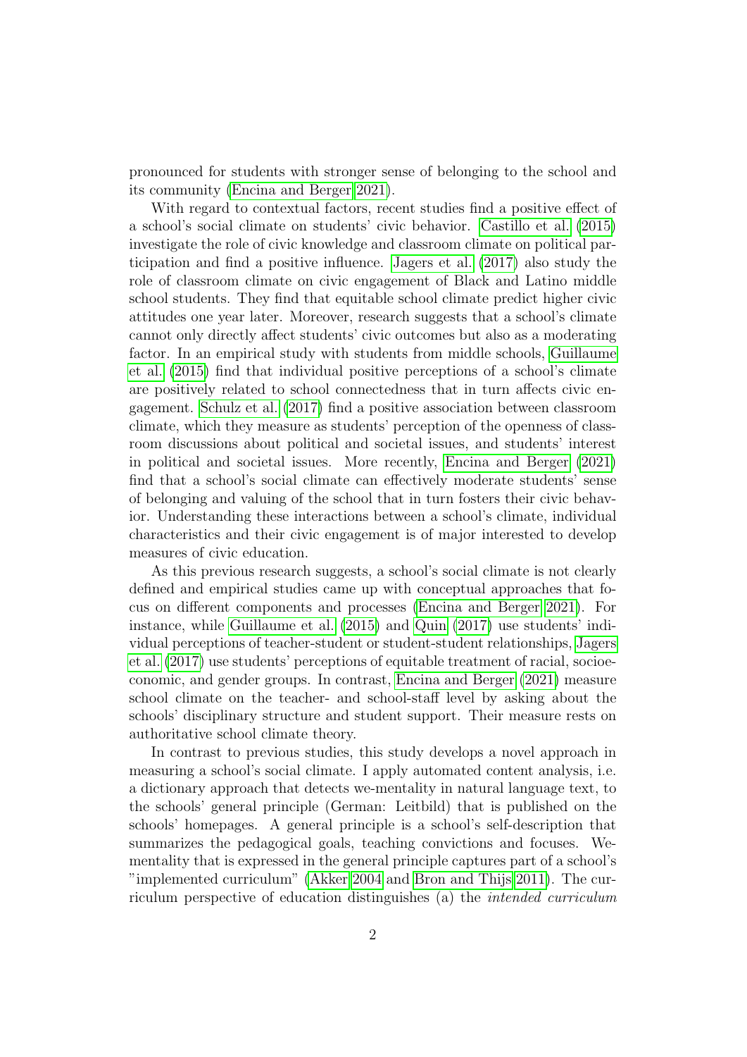pronounced for students with stronger sense of belonging to the school and its community (Encina and Berger 2021).

With regard to contextual factors, recent studies find a positive effect of a school's social climate on students' civic behavior. Castillo et al. (2015) investigate the role of civic knowledge and classroom climate on political participation and find a positive influence. Jagers et al. (2017) also study the role of classroom climate on civic engagement of Black and Latino middle school students. They find that equitable school climate predict higher civic attitudes one year later. Moreover, research suggests that a school's climate cannot only directly affect students' civic outcomes but also as a moderating factor. In an empirical study with students from middle schools, Guillaume et al. (2015) find that individual positive perceptions of a school's climate are positively related to school connectedness that in turn affects civic engagement. Schulz et al. (2017) find a positive association between classroom climate, which they measure as students' perception of the openness of classroom discussions about political and societal issues, and students' interest in political and societal issues. More recently, Encina and Berger (2021) find that a school's social climate can effectively moderate students' sense of belonging and valuing of the school that in turn fosters their civic behavior. Understanding these interactions between a school's climate, individual characteristics and their civic engagement is of major interested to develop measures of civic education.

As this previous research suggests, a school's social climate is not clearly defined and empirical studies came up with conceptual approaches that focus on different components and processes (Encina and Berger 2021). For instance, while Guillaume et al. (2015) and Quin (2017) use students' individual perceptions of teacher-student or student-student relationships, Jagers et al. (2017) use students' perceptions of equitable treatment of racial, socioeconomic, and gender groups. In contrast, Encina and Berger (2021) measure school climate on the teacher- and school-staff level by asking about the schools' disciplinary structure and student support. Their measure rests on authoritative school climate theory.

In contrast to previous studies, this study develops a novel approach in measuring a school's social climate. I apply automated content analysis, i.e. a dictionary approach that detects we-mentality in natural language text, to the schools' general principle (German: Leitbild) that is published on the schools' homepages. A general principle is a school's self-description that summarizes the pedagogical goals, teaching convictions and focuses. We-mentality that is expressed in the general principle captures part of a school's "implemented curriculum" (Akker 2004 and Bron and Thijs 2011). The curriculum perspective of education distinguishes (a) the *intended curriculum*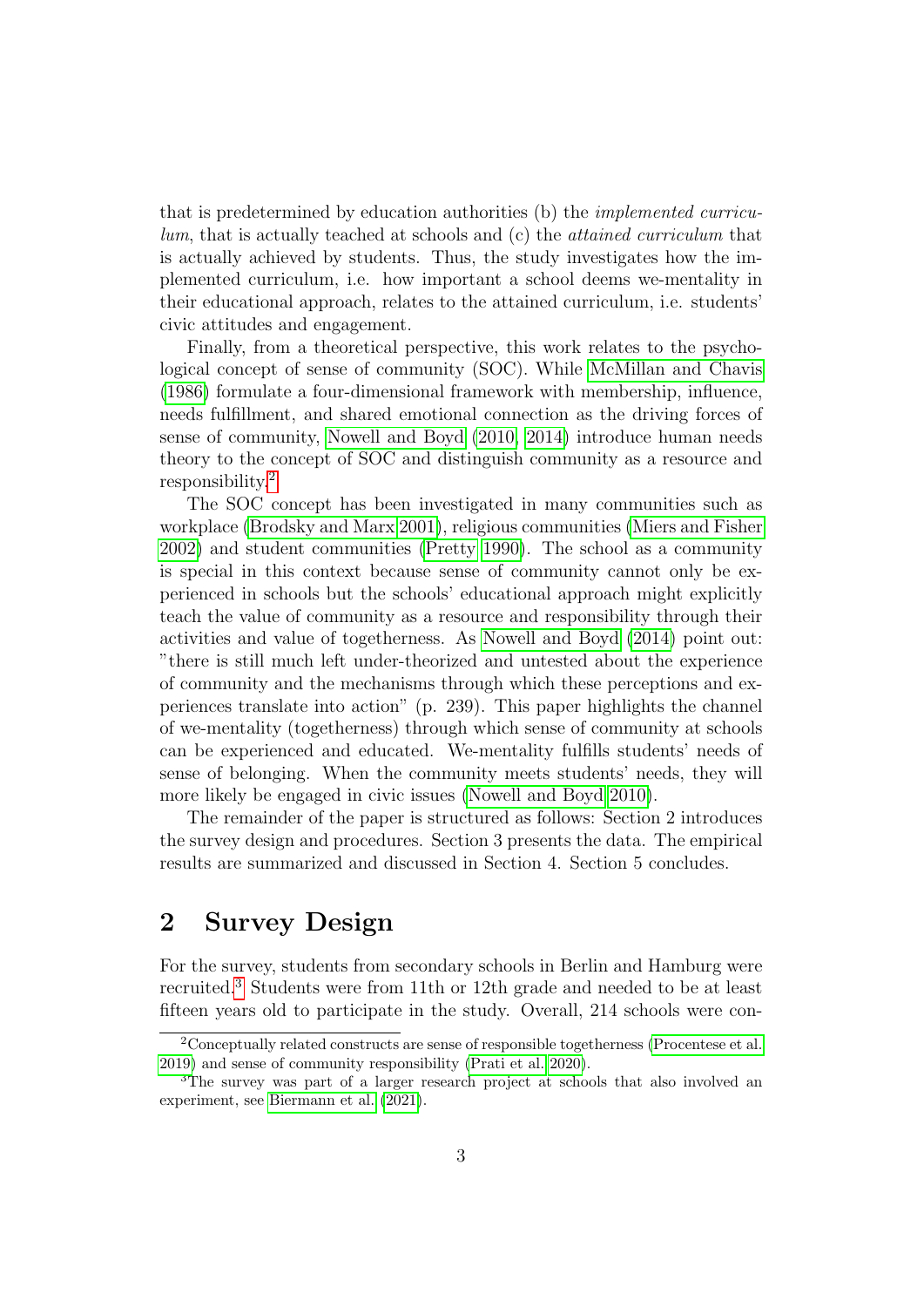that is predetermined by education authorities (b) the *implemented curriculum*, that is actually teached at schools and (c) the *attained curriculum* that is actually achieved by students. Thus, the study investigates how the implemented curriculum, i.e. how important a school deems we-mentality in their educational approach, relates to the attained curriculum, i.e. students' civic attitudes and engagement.

Finally, from a theoretical perspective, this work relates to the psychological concept of sense of community (SOC). While McMillan and Chavis (1986) formulate a four-dimensional framework with membership, influence, needs fulfillment, and shared emotional connection as the driving forces of sense of community, Nowell and Boyd (2010, 2014) introduce human needs theory to the concept of SOC and distinguish community as a resource and responsibility.[2]

The SOC concept has been investigated in many communities such as workplace (Brodsky and Marx 2001), religious communities (Miers and Fisher 2002) and student communities (Pretty 1990). The school as a community is special in this context because sense of community cannot only be experienced in schools but the schools' educational approach might explicitly teach the value of community as a resource and responsibility through their activities and value of togetherness. As Nowell and Boyd (2014) point out: "there is still much left under-theorized and untested about the experience of community and the mechanisms through which these perceptions and experiences translate into action" (p. 239). This paper highlights the channel of we-mentality (togetherness) through which sense of community at schools can be experienced and educated. We-mentality fulfills students' needs of sense of belonging. When the community meets students' needs, they will more likely be engaged in civic issues (Nowell and Boyd 2010).

The remainder of the paper is structured as follows: Section 2 introduces the survey design and procedures. Section 3 presents the data. The empirical results are summarized and discussed in Section 4. Section 5 concludes.

## 2 Survey Design

For the survey, students from secondary schools in Berlin and Hamburg were recruited.[3] Students were from 11th or 12th grade and needed to be at least fifteen years old to participate in the study. Overall, 214 schools were con-

---

[2] Conceptually related constructs are sense of responsible togetherness (Procentese et al. 2019) and sense of community responsibility (Prati et al. 2020).

[3] The survey was part of a larger research project at schools that also involved an experiment, see Biermann et al. (2021).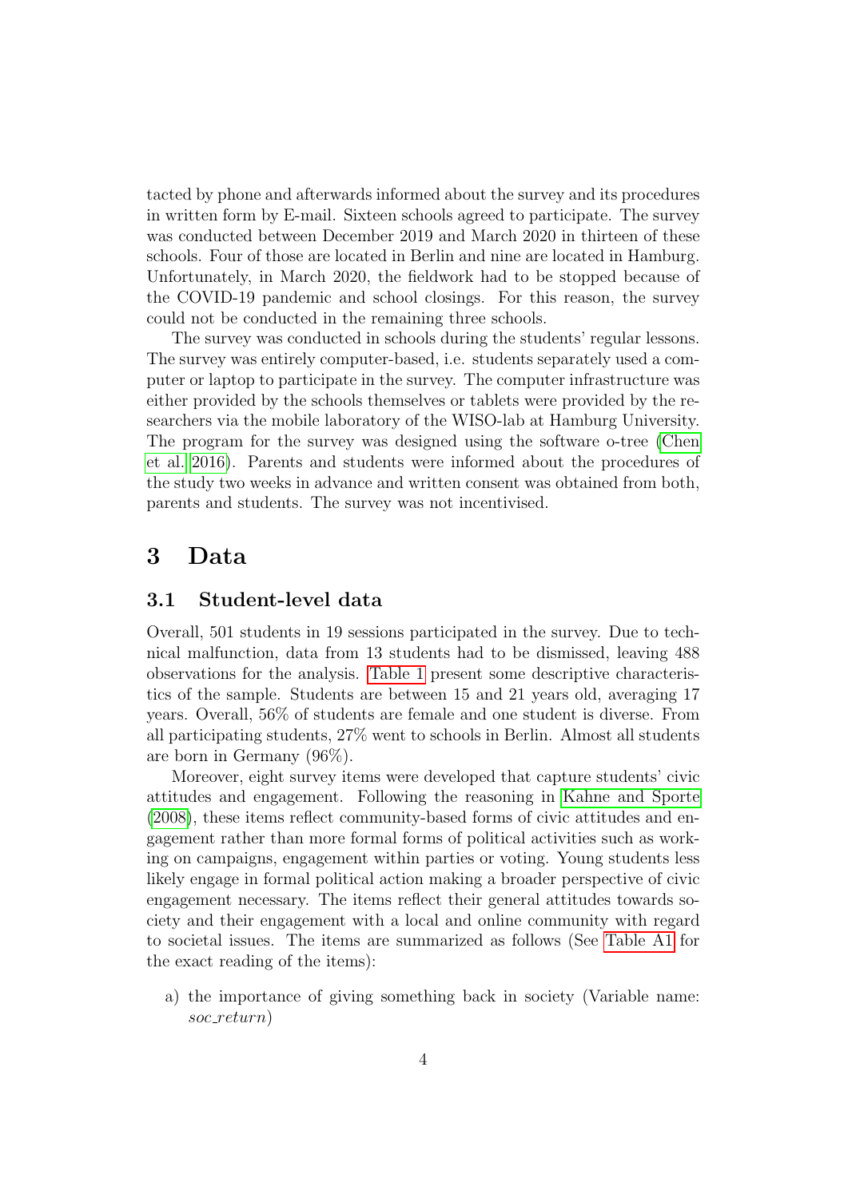tacted by phone and afterwards informed about the survey and its procedures in written form by E-mail. Sixteen schools agreed to participate. The survey was conducted between December 2019 and March 2020 in thirteen of these schools. Four of those are located in Berlin and nine are located in Hamburg. Unfortunately, in March 2020, the fieldwork had to be stopped because of the COVID-19 pandemic and school closings. For this reason, the survey could not be conducted in the remaining three schools.

The survey was conducted in schools during the students' regular lessons. The survey was entirely computer-based, i.e. students separately used a computer or laptop to participate in the survey. The computer infrastructure was either provided by the schools themselves or tablets were provided by the researchers via the mobile laboratory of the WISO-lab at Hamburg University. The program for the survey was designed using the software o-tree (Chen et al. 2016). Parents and students were informed about the procedures of the study two weeks in advance and written consent was obtained from both, parents and students. The survey was not incentivised.

# 3 Data

## 3.1 Student-level data

Overall, 501 students in 19 sessions participated in the survey. Due to technical malfunction, data from 13 students had to be dismissed, leaving 488 observations for the analysis. Table 1 present some descriptive characteristics of the sample. Students are between 15 and 21 years old, averaging 17 years. Overall, 56% of students are female and one student is diverse. From all participating students, 27% went to schools in Berlin. Almost all students are born in Germany (96%).

Moreover, eight survey items were developed that capture students' civic attitudes and engagement. Following the reasoning in Kahne and Sporte (2008), these items reflect community-based forms of civic attitudes and engagement rather than more formal forms of political activities such as working on campaigns, engagement within parties or voting. Young students less likely engage in formal political action making a broader perspective of civic engagement necessary. The items reflect their general attitudes towards society and their engagement with a local and online community with regard to societal issues. The items are summarized as follows (See Table A1 for the exact reading of the items):

a) the importance of giving something back in society (Variable name: *soc_return*)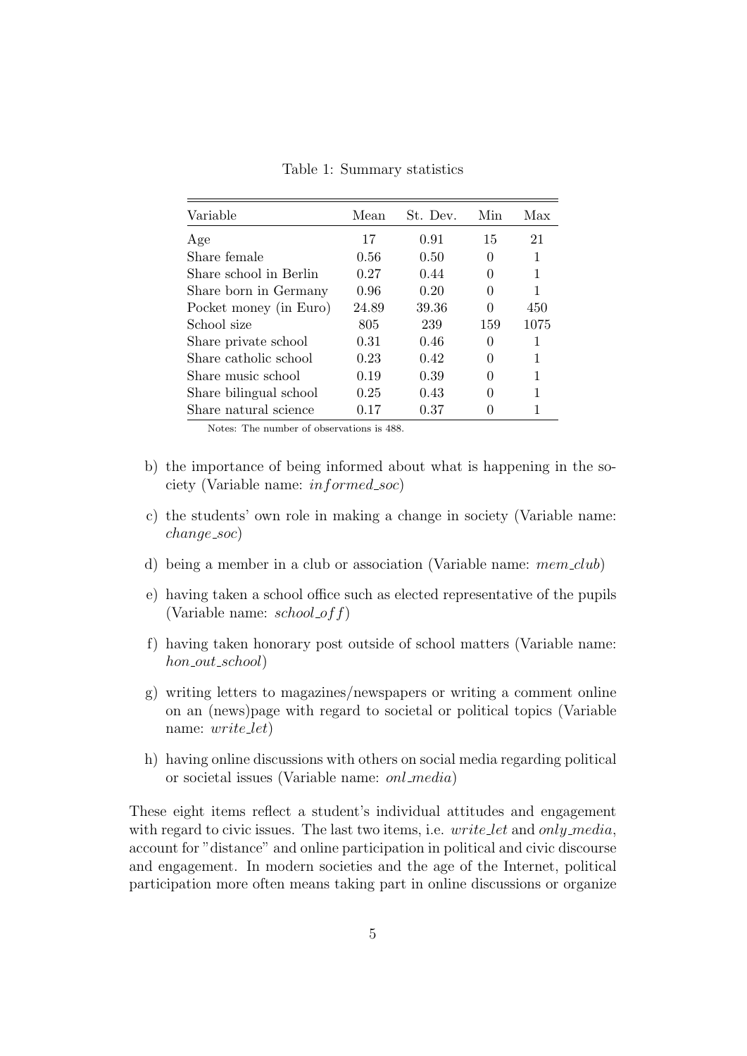Table 1: Summary statistics

| Variable | Mean | St. Dev. | Min | Max |
|---|---|---|---|---|
| Age | 17 | 0.91 | 15 | 21 |
| Share female | 0.56 | 0.50 | 0 | 1 |
| Share school in Berlin | 0.27 | 0.44 | 0 | 1 |
| Share born in Germany | 0.96 | 0.20 | 0 | 1 |
| Pocket money (in Euro) | 24.89 | 39.36 | 0 | 450 |
| School size | 805 | 239 | 159 | 1075 |
| Share private school | 0.31 | 0.46 | 0 | 1 |
| Share catholic school | 0.23 | 0.42 | 0 | 1 |
| Share music school | 0.19 | 0.39 | 0 | 1 |
| Share bilingual school | 0.25 | 0.43 | 0 | 1 |
| Share natural science | 0.17 | 0.37 | 0 | 1 |

Notes: The number of observations is 488.

b) the importance of being informed about what is happening in the society (Variable name: *informed_soc*)

c) the students' own role in making a change in society (Variable name: *change_soc*)

d) being a member in a club or association (Variable name: *mem_club*)

e) having taken a school office such as elected representative of the pupils (Variable name: *school_off*)

f) having taken honorary post outside of school matters (Variable name: *hon_out_school*)

g) writing letters to magazines/newspapers or writing a comment online on an (news)page with regard to societal or political topics (Variable name: *write_let*)

h) having online discussions with others on social media regarding political or societal issues (Variable name: *onl_media*)

These eight items reflect a student's individual attitudes and engagement with regard to civic issues. The last two items, i.e. *write_let* and *only_media*, account for "distance" and online participation in political and civic discourse and engagement. In modern societies and the age of the Internet, political participation more often means taking part in online discussions or organize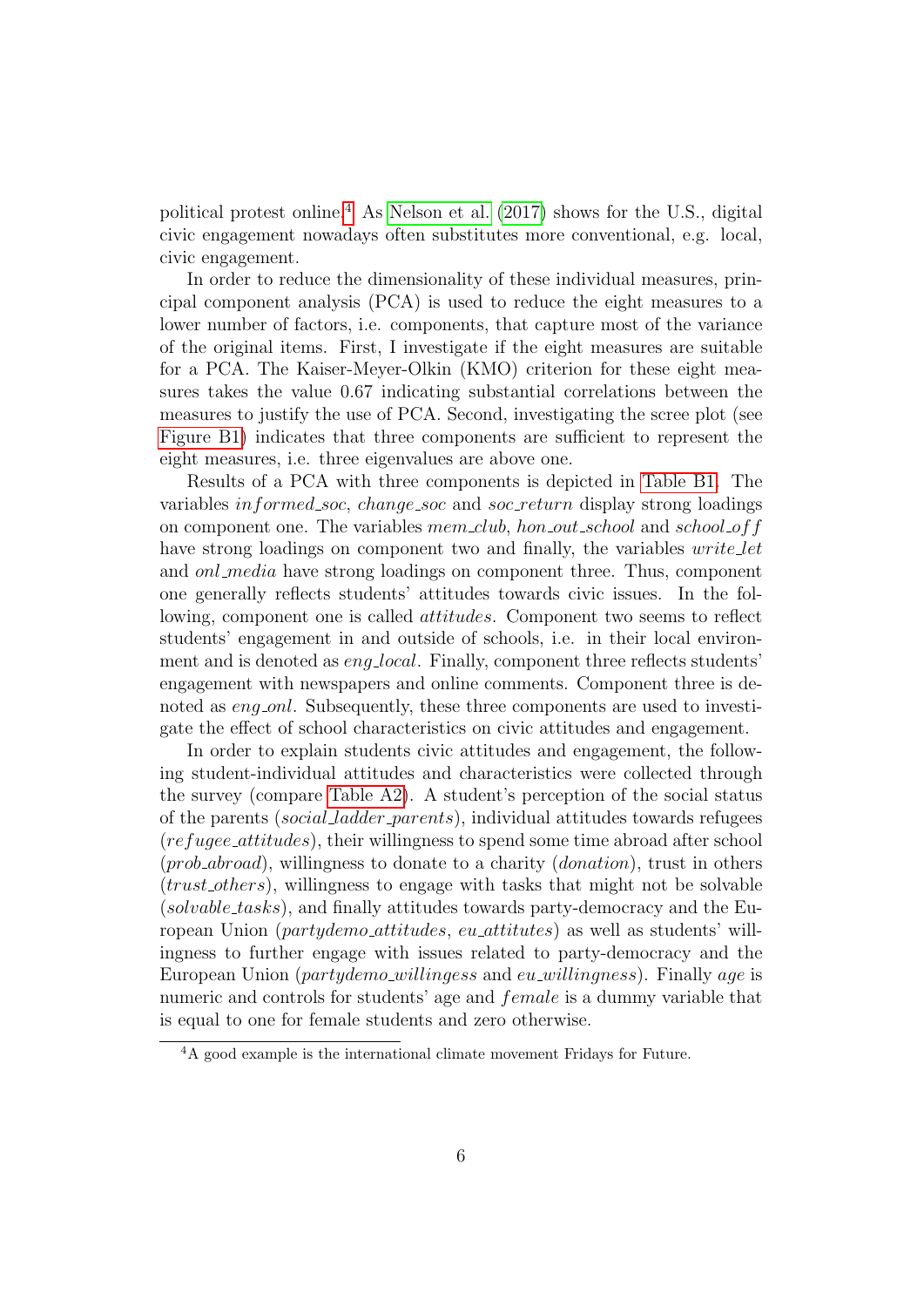political protest online.[4] As Nelson et al. (2017) shows for the U.S., digital civic engagement nowadays often substitutes more conventional, e.g. local, civic engagement.

In order to reduce the dimensionality of these individual measures, principal component analysis (PCA) is used to reduce the eight measures to a lower number of factors, i.e. components, that capture most of the variance of the original items. First, I investigate if the eight measures are suitable for a PCA. The Kaiser-Meyer-Olkin (KMO) criterion for these eight measures takes the value 0.67 indicating substantial correlations between the measures to justify the use of PCA. Second, investigating the scree plot (see Figure B1) indicates that three components are sufficient to represent the eight measures, i.e. three eigenvalues are above one.

Results of a PCA with three components is depicted in Table B1. The variables $informed\_soc$, $change\_soc$ and $soc\_return$ display strong loadings on component one. The variables $mem\_club$, $hon\_out\_school$ and $school\_off$ have strong loadings on component two and finally, the variables $write\_let$ and $onl\_media$ have strong loadings on component three. Thus, component one generally reflects students' attitudes towards civic issues. In the following, component one is called *attitudes*. Component two seems to reflect students' engagement in and outside of schools, i.e. in their local environment and is denoted as $eng\_local$. Finally, component three reflects students' engagement with newspapers and online comments. Component three is denoted as $eng\_onl$. Subsequently, these three components are used to investigate the effect of school characteristics on civic attitudes and engagement.

In order to explain students civic attitudes and engagement, the following student-individual attitudes and characteristics were collected through the survey (compare Table A2). A student's perception of the social status of the parents ($social\_ladder\_parents$), individual attitudes towards refugees ($refugee\_attitudes$), their willingness to spend some time abroad after school ($prob\_abroad$), willingness to donate to a charity (*donation*), trust in others ($trust\_others$), willingness to engage with tasks that might not be solvable ($solvable\_tasks$), and finally attitudes towards party-democracy and the European Union ($partydemo\_attitudes$, $eu\_attitutes$) as well as students' willingness to further engage with issues related to party-democracy and the European Union ($partydemo\_willingess$ and $eu\_willingness$). Finally *age* is numeric and controls for students' age and *female* is a dummy variable that is equal to one for female students and zero otherwise.

[4] A good example is the international climate movement Fridays for Future.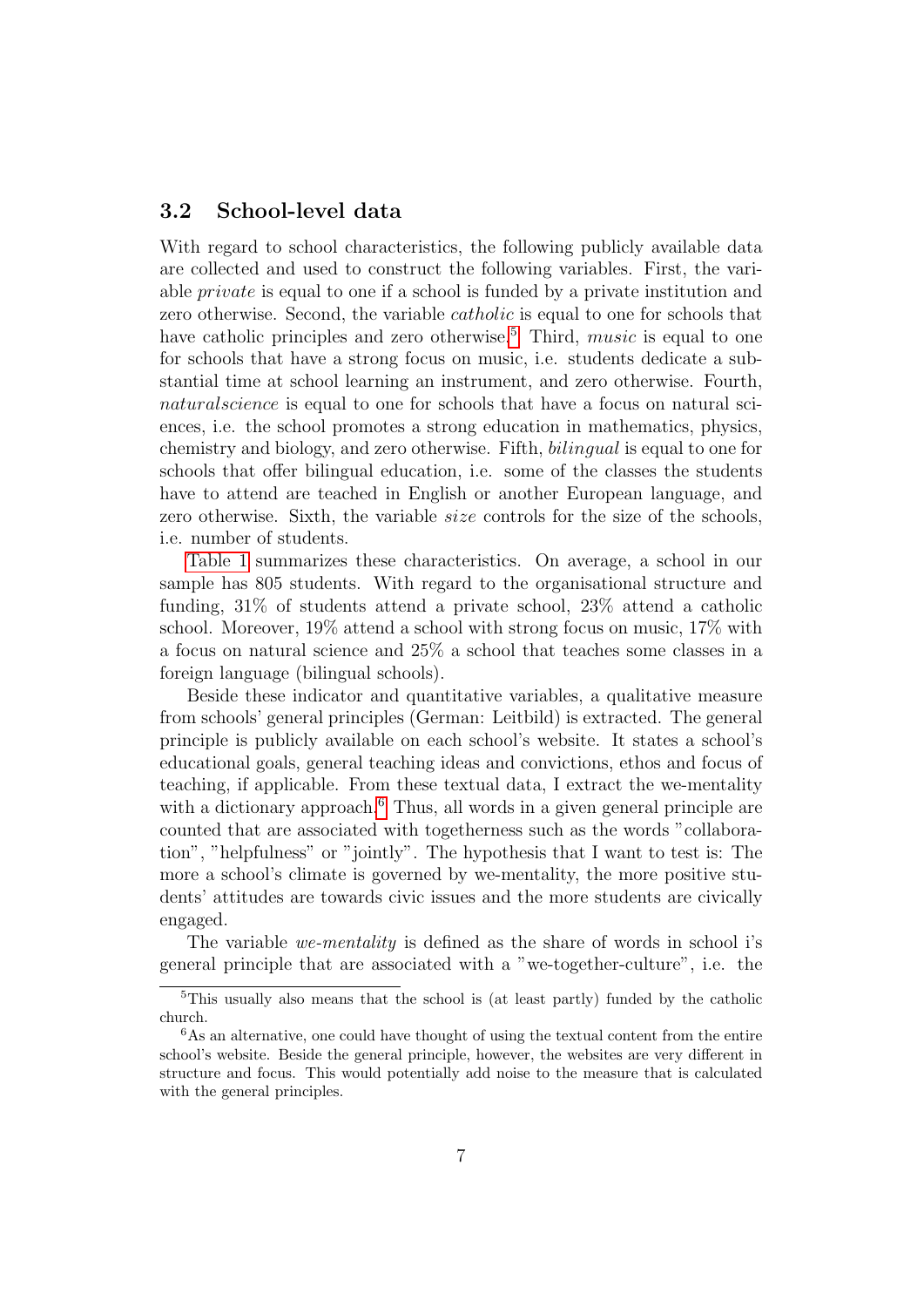### 3.2 School-level data

With regard to school characteristics, the following publicly available data are collected and used to construct the following variables. First, the variable *private* is equal to one if a school is funded by a private institution and zero otherwise. Second, the variable *catholic* is equal to one for schools that have catholic principles and zero otherwise.[5] Third, *music* is equal to one for schools that have a strong focus on music, i.e. students dedicate a substantial time at school learning an instrument, and zero otherwise. Fourth, *naturalscience* is equal to one for schools that have a focus on natural sciences, i.e. the school promotes a strong education in mathematics, physics, chemistry and biology, and zero otherwise. Fifth, *bilingual* is equal to one for schools that offer bilingual education, i.e. some of the classes the students have to attend are teached in English or another European language, and zero otherwise. Sixth, the variable *size* controls for the size of the schools, i.e. number of students.

Table 1 summarizes these characteristics. On average, a school in our sample has 805 students. With regard to the organisational structure and funding, 31% of students attend a private school, 23% attend a catholic school. Moreover, 19% attend a school with strong focus on music, 17% with a focus on natural science and 25% a school that teaches some classes in a foreign language (bilingual schools).

Beside these indicator and quantitative variables, a qualitative measure from schools' general principles (German: Leitbild) is extracted. The general principle is publicly available on each school's website. It states a school's educational goals, general teaching ideas and convictions, ethos and focus of teaching, if applicable. From these textual data, I extract the we-mentality with a dictionary approach.[6] Thus, all words in a given general principle are counted that are associated with togetherness such as the words "collaboration", "helpfulness" or "jointly". The hypothesis that I want to test is: The more a school's climate is governed by we-mentality, the more positive students' attitudes are towards civic issues and the more students are civically engaged.

The variable *we-mentality* is defined as the share of words in school i's general principle that are associated with a "we-together-culture", i.e. the

[5] This usually also means that the school is (at least partly) funded by the catholic church.

[6] As an alternative, one could have thought of using the textual content from the entire school's website. Beside the general principle, however, the websites are very different in structure and focus. This would potentially add noise to the measure that is calculated with the general principles.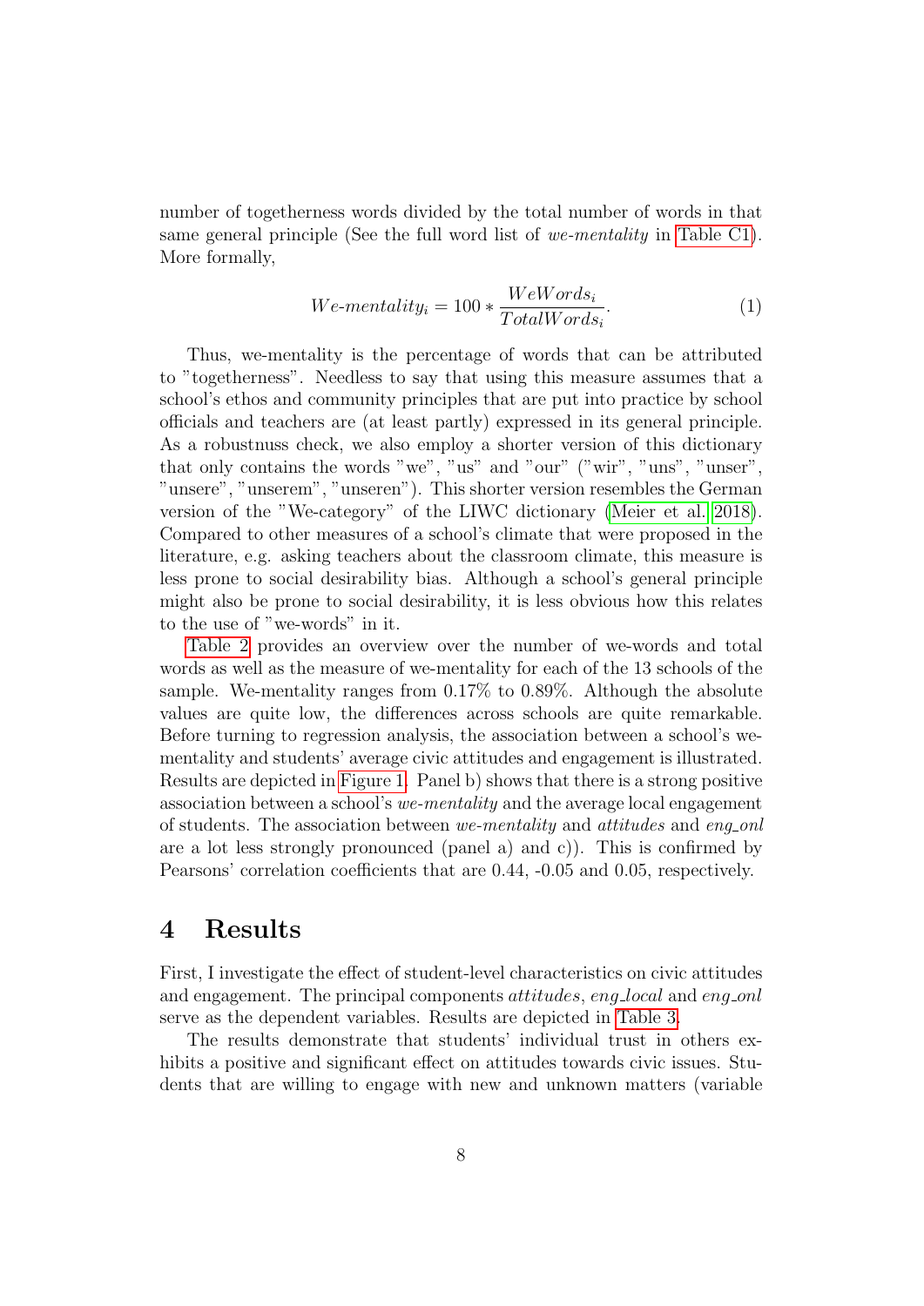number of togetherness words divided by the total number of words in that same general principle (See the full word list of *we-mentality* in Table C1). More formally,

$$We\text{-}mentality_i = 100 * \frac{WeWords_i}{TotalWords_i}. \tag{1}$$

Thus, we-mentality is the percentage of words that can be attributed to "togetherness". Needless to say that using this measure assumes that a school's ethos and community principles that are put into practice by school officials and teachers are (at least partly) expressed in its general principle. As a robustnuss check, we also employ a shorter version of this dictionary that only contains the words "we", "us" and "our" ("wir", "uns", "unser", "unsere", "unserem", "unseren"). This shorter version resembles the German version of the "We-category" of the LIWC dictionary (Meier et al. 2018). Compared to other measures of a school's climate that were proposed in the literature, e.g. asking teachers about the classroom climate, this measure is less prone to social desirability bias. Although a school's general principle might also be prone to social desirability, it is less obvious how this relates to the use of "we-words" in it.

Table 2 provides an overview over the number of we-words and total words as well as the measure of we-mentality for each of the 13 schools of the sample. We-mentality ranges from 0.17% to 0.89%. Although the absolute values are quite low, the differences across schools are quite remarkable. Before turning to regression analysis, the association between a school's we-mentality and students' average civic attitudes and engagement is illustrated. Results are depicted in Figure 1. Panel b) shows that there is a strong positive association between a school's *we-mentality* and the average local engagement of students. The association between *we-mentality* and *attitudes* and *eng_onl* are a lot less strongly pronounced (panel a) and c)). This is confirmed by Pearsons' correlation coefficients that are 0.44, -0.05 and 0.05, respectively.

# 4 Results

First, I investigate the effect of student-level characteristics on civic attitudes and engagement. The principal components *attitudes*, *eng_local* and *eng_onl* serve as the dependent variables. Results are depicted in Table 3.

The results demonstrate that students' individual trust in others exhibits a positive and significant effect on attitudes towards civic issues. Students that are willing to engage with new and unknown matters (variable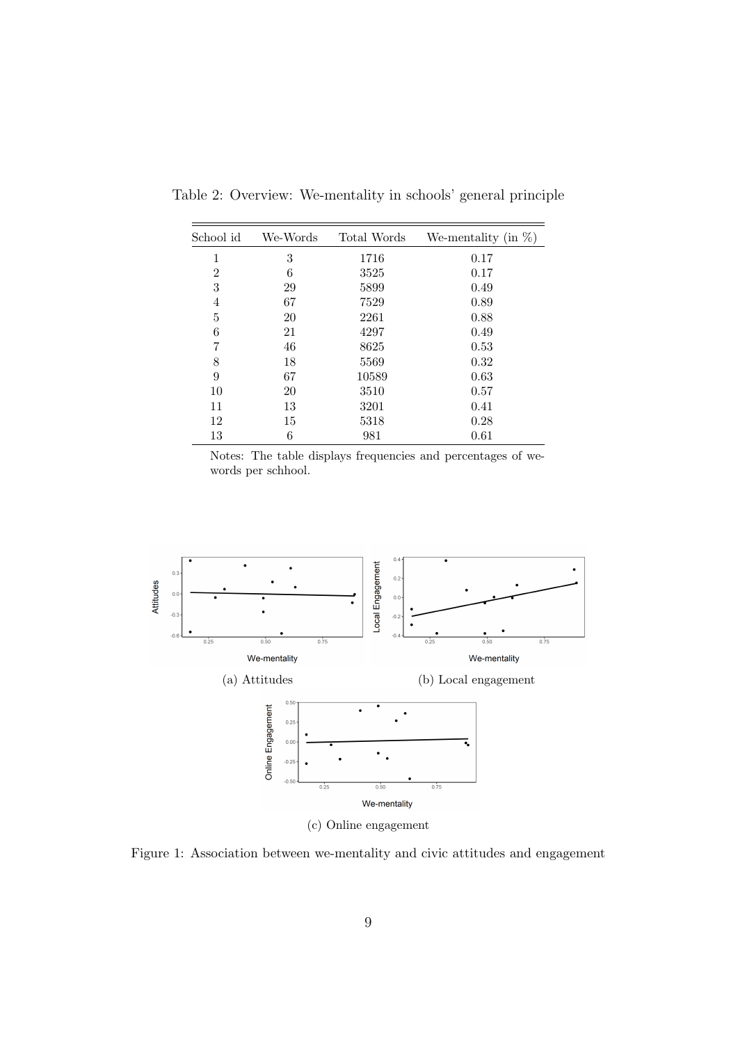Table 2: Overview: We-mentality in schools' general principle

| School id | We-Words | Total Words | We-mentality (in %) |
|---|---|---|---|
| 1 | 3 | 1716 | 0.17 |
| 2 | 6 | 3525 | 0.17 |
| 3 | 29 | 5899 | 0.49 |
| 4 | 67 | 7529 | 0.89 |
| 5 | 20 | 2261 | 0.88 |
| 6 | 21 | 4297 | 0.49 |
| 7 | 46 | 8625 | 0.53 |
| 8 | 18 | 5569 | 0.32 |
| 9 | 67 | 10589 | 0.63 |
| 10 | 20 | 3510 | 0.57 |
| 11 | 13 | 3201 | 0.41 |
| 12 | 15 | 5318 | 0.28 |
| 13 | 6 | 981 | 0.61 |

Notes: The table displays frequencies and percentages of we-words per schhool.

(a) Attitudes

(b) Local engagement

(c) Online engagement

Figure 1: Association between we-mentality and civic attitudes and engagement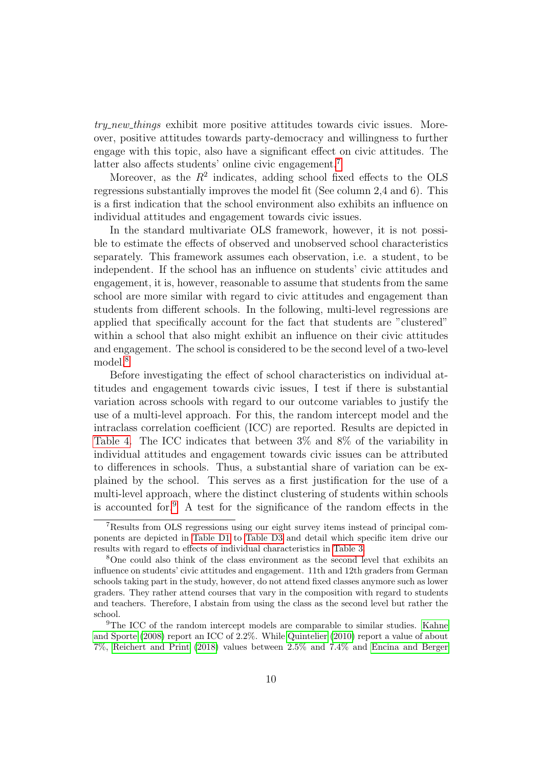*try_new_things* exhibit more positive attitudes towards civic issues. Moreover, positive attitudes towards party-democracy and willingness to further engage with this topic, also have a significant effect on civic attitudes. The latter also affects students' online civic engagement.[7]

Moreover, as the $R^2$ indicates, adding school fixed effects to the OLS regressions substantially improves the model fit (See column 2,4 and 6). This is a first indication that the school environment also exhibits an influence on individual attitudes and engagement towards civic issues.

In the standard multivariate OLS framework, however, it is not possible to estimate the effects of observed and unobserved school characteristics separately. This framework assumes each observation, i.e. a student, to be independent. If the school has an influence on students' civic attitudes and engagement, it is, however, reasonable to assume that students from the same school are more similar with regard to civic attitudes and engagement than students from different schools. In the following, multi-level regressions are applied that specifically account for the fact that students are "clustered" within a school that also might exhibit an influence on their civic attitudes and engagement. The school is considered to be the second level of a two-level model.[8]

Before investigating the effect of school characteristics on individual attitudes and engagement towards civic issues, I test if there is substantial variation across schools with regard to our outcome variables to justify the use of a multi-level approach. For this, the random intercept model and the intraclass correlation coefficient (ICC) are reported. Results are depicted in Table 4. The ICC indicates that between 3% and 8% of the variability in individual attitudes and engagement towards civic issues can be attributed to differences in schools. Thus, a substantial share of variation can be explained by the school. This serves as a first justification for the use of a multi-level approach, where the distinct clustering of students within schools is accounted for.[9] A test for the significance of the random effects in the

[7] Results from OLS regressions using our eight survey items instead of principal components are depicted in Table D1 to Table D3 and detail which specific item drive our results with regard to effects of individual characteristics in Table 3.

[8] One could also think of the class environment as the second level that exhibits an influence on students' civic attitudes and engagement. 11th and 12th graders from German schools taking part in the study, however, do not attend fixed classes anymore such as lower graders. They rather attend courses that vary in the composition with regard to students and teachers. Therefore, I abstain from using the class as the second level but rather the school.

[9] The ICC of the random intercept models are comparable to similar studies. Kahne and Sporte (2008) report an ICC of 2.2%. While Quintelier (2010) report a value of about 7%, Reichert and Print (2018) values between 2.5% and 7.4% and Encina and Berger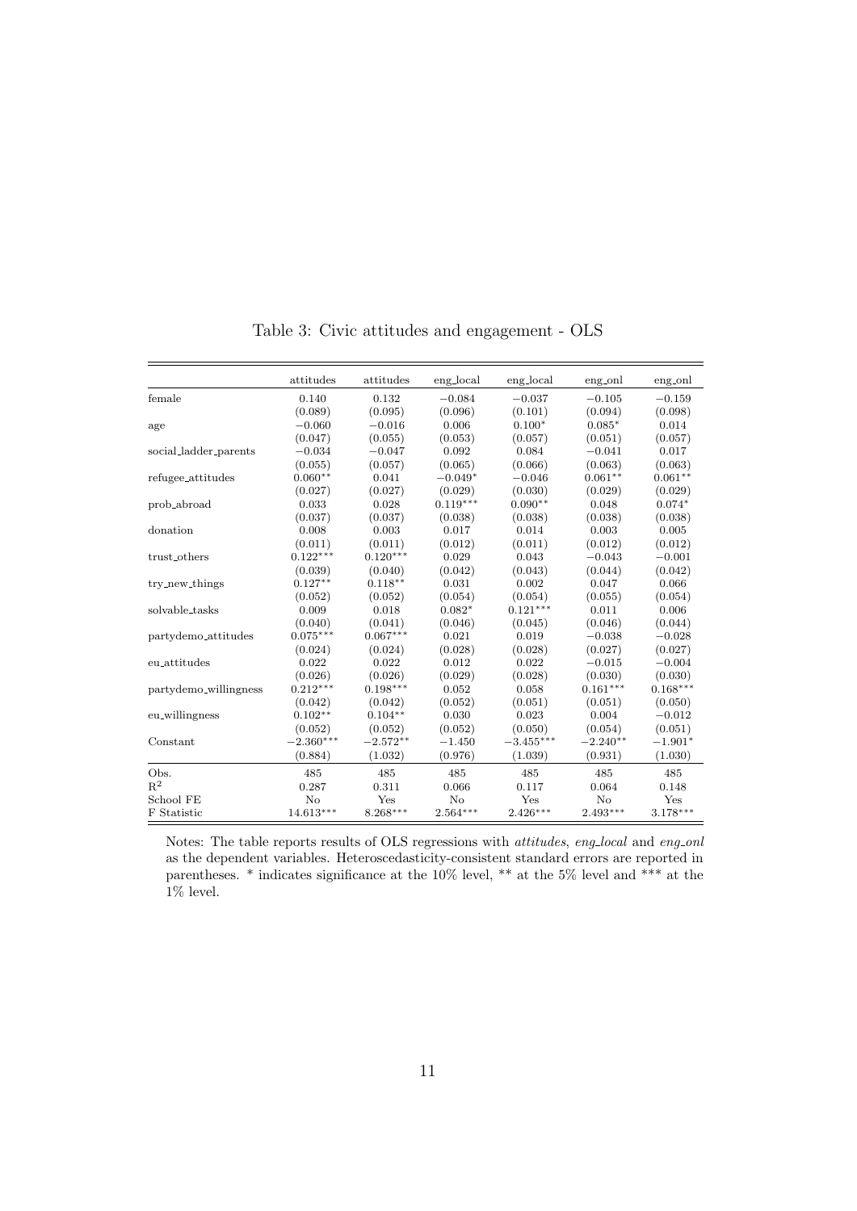Table 3: Civic attitudes and engagement - OLS

| | attitudes | attitudes | eng_local | eng_local | eng_onl | eng_onl |
|---|---|---|---|---|---|---|
| female | 0.140 | 0.132 | −0.084 | −0.037 | −0.105 | −0.159 |
| | (0.089) | (0.095) | (0.096) | (0.101) | (0.094) | (0.098) |
| age | −0.060 | −0.016 | 0.006 | 0.100* | 0.085* | 0.014 |
| | (0.047) | (0.055) | (0.053) | (0.057) | (0.051) | (0.057) |
| social_ladder_parents | −0.034 | −0.047 | 0.092 | 0.084 | −0.041 | 0.017 |
| | (0.055) | (0.057) | (0.065) | (0.066) | (0.063) | (0.063) |
| refugee_attitudes | 0.060** | 0.041 | −0.049* | −0.046 | 0.061** | 0.061** |
| | (0.027) | (0.027) | (0.029) | (0.030) | (0.029) | (0.029) |
| prob_abroad | 0.033 | 0.028 | 0.119*** | 0.090** | 0.048 | 0.074* |
| | (0.037) | (0.037) | (0.038) | (0.038) | (0.038) | (0.038) |
| donation | 0.008 | 0.003 | 0.017 | 0.014 | 0.003 | 0.005 |
| | (0.011) | (0.011) | (0.012) | (0.011) | (0.012) | (0.012) |
| trust_others | 0.122*** | 0.120*** | 0.029 | 0.043 | −0.043 | −0.001 |
| | (0.039) | (0.040) | (0.042) | (0.043) | (0.044) | (0.042) |
| try_new_things | 0.127** | 0.118** | 0.031 | 0.002 | 0.047 | 0.066 |
| | (0.052) | (0.052) | (0.054) | (0.054) | (0.055) | (0.054) |
| solvable_tasks | 0.009 | 0.018 | 0.082* | 0.121*** | 0.011 | 0.006 |
| | (0.040) | (0.041) | (0.046) | (0.045) | (0.046) | (0.044) |
| partydemo_attitudes | 0.075*** | 0.067*** | 0.021 | 0.019 | −0.038 | −0.028 |
| | (0.024) | (0.024) | (0.028) | (0.028) | (0.027) | (0.027) |
| eu_attitudes | 0.022 | 0.022 | 0.012 | 0.022 | −0.015 | −0.004 |
| | (0.026) | (0.026) | (0.029) | (0.028) | (0.030) | (0.030) |
| partydemo_willingness | 0.212*** | 0.198*** | 0.052 | 0.058 | 0.161*** | 0.168*** |
| | (0.042) | (0.042) | (0.052) | (0.051) | (0.051) | (0.050) |
| eu_willingness | 0.102** | 0.104** | 0.030 | 0.023 | 0.004 | −0.012 |
| | (0.052) | (0.052) | (0.052) | (0.050) | (0.054) | (0.051) |
| Constant | −2.360*** | −2.572** | −1.450 | −3.455*** | −2.240** | −1.901* |
| | (0.884) | (1.032) | (0.976) | (1.039) | (0.931) | (1.030) |
| Obs. | 485 | 485 | 485 | 485 | 485 | 485 |
| $R^2$ | 0.287 | 0.311 | 0.066 | 0.117 | 0.064 | 0.148 |
| School FE | No | Yes | No | Yes | No | Yes |
| F Statistic | 14.613*** | 8.268*** | 2.564*** | 2.426*** | 2.493*** | 3.178*** |

Notes: The table reports results of OLS regressions with *attitudes*, *eng_local* and *eng_onl* as the dependent variables. Heteroscedasticity-consistent standard errors are reported in parentheses. * indicates significance at the 10% level, ** at the 5% level and *** at the 1% level.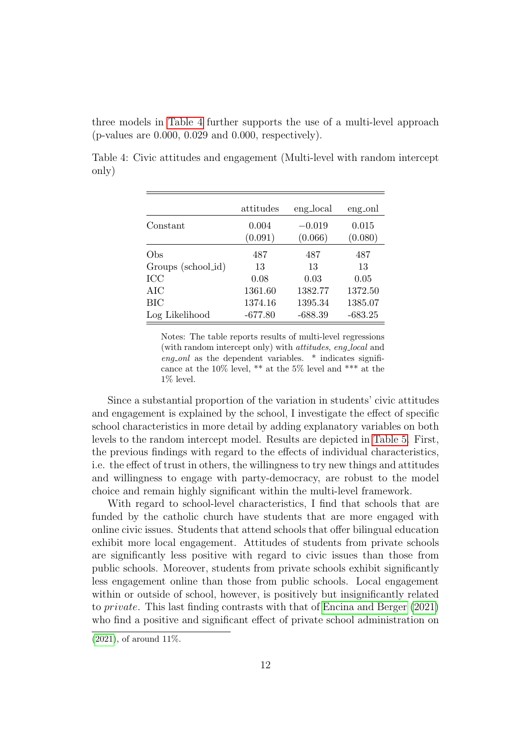three models in Table 4 further supports the use of a multi-level approach (p-values are 0.000, 0.029 and 0.000, respectively).

Table 4: Civic attitudes and engagement (Multi-level with random intercept only)

| | attitudes | eng_local | eng_onl |
|---|---|---|---|
| Constant | 0.004 | −0.019 | 0.015 |
| | (0.091) | (0.066) | (0.080) |
| Obs | 487 | 487 | 487 |
| Groups (school_id) | 13 | 13 | 13 |
| ICC | 0.08 | 0.03 | 0.05 |
| AIC | 1361.60 | 1382.77 | 1372.50 |
| BIC | 1374.16 | 1395.34 | 1385.07 |
| Log Likelihood | -677.80 | -688.39 | -683.25 |

Notes: The table reports results of multi-level regressions (with random intercept only) with *attitudes*, *eng_local* and *eng_onl* as the dependent variables. * indicates significance at the 10% level, ** at the 5% level and *** at the 1% level.

Since a substantial proportion of the variation in students' civic attitudes and engagement is explained by the school, I investigate the effect of specific school characteristics in more detail by adding explanatory variables on both levels to the random intercept model. Results are depicted in Table 5. First, the previous findings with regard to the effects of individual characteristics, i.e. the effect of trust in others, the willingness to try new things and attitudes and willingness to engage with party-democracy, are robust to the model choice and remain highly significant within the multi-level framework.

With regard to school-level characteristics, I find that schools that are funded by the catholic church have students that are more engaged with online civic issues. Students that attend schools that offer bilingual education exhibit more local engagement. Attitudes of students from private schools are significantly less positive with regard to civic issues than those from public schools. Moreover, students from private schools exhibit significantly less engagement online than those from public schools. Local engagement within or outside of school, however, is positively but insignificantly related to *private*. This last finding contrasts with that of Encina and Berger (2021) who find a positive and significant effect of private school administration on

(2021), of around 11%.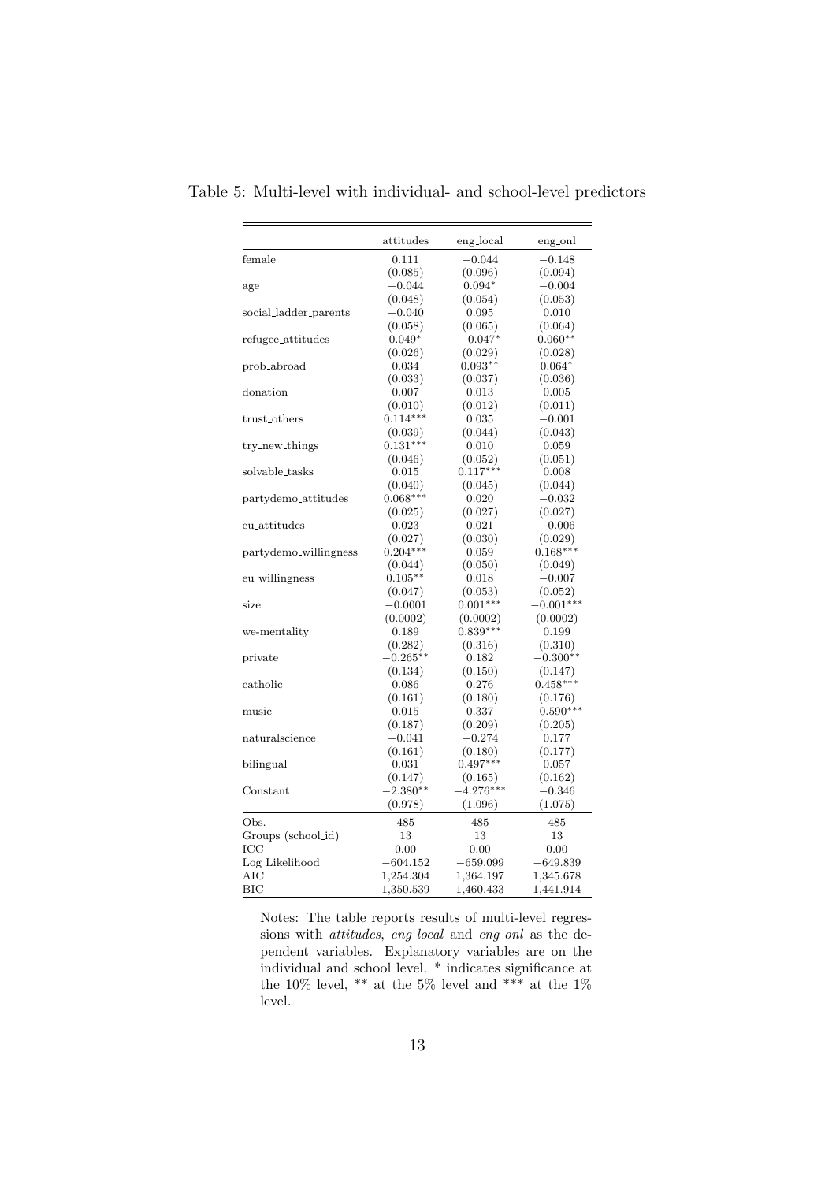Table 5: Multi-level with individual- and school-level predictors

| | attitudes | eng_local | eng_onl |
|---|---|---|---|
| female | 0.111 | −0.044 | −0.148 |
| | (0.085) | (0.096) | (0.094) |
| age | −0.044 | 0.094* | −0.004 |
| | (0.048) | (0.054) | (0.053) |
| social_ladder_parents | −0.040 | 0.095 | 0.010 |
| | (0.058) | (0.065) | (0.064) |
| refugee_attitudes | 0.049* | −0.047* | 0.060** |
| | (0.026) | (0.029) | (0.028) |
| prob_abroad | 0.034 | 0.093** | 0.064* |
| | (0.033) | (0.037) | (0.036) |
| donation | 0.007 | 0.013 | 0.005 |
| | (0.010) | (0.012) | (0.011) |
| trust_others | 0.114*** | 0.035 | −0.001 |
| | (0.039) | (0.044) | (0.043) |
| try_new_things | 0.131*** | 0.010 | 0.059 |
| | (0.046) | (0.052) | (0.051) |
| solvable_tasks | 0.015 | 0.117*** | 0.008 |
| | (0.040) | (0.045) | (0.044) |
| partydemo_attitudes | 0.068*** | 0.020 | −0.032 |
| | (0.025) | (0.027) | (0.027) |
| eu_attitudes | 0.023 | 0.021 | −0.006 |
| | (0.027) | (0.030) | (0.029) |
| partydemo_willingness | 0.204*** | 0.059 | 0.168*** |
| | (0.044) | (0.050) | (0.049) |
| eu_willingness | 0.105** | 0.018 | −0.007 |
| | (0.047) | (0.053) | (0.052) |
| size | −0.0001 | 0.001*** | −0.001*** |
| | (0.0002) | (0.0002) | (0.0002) |
| we-mentality | 0.189 | 0.839*** | 0.199 |
| | (0.282) | (0.316) | (0.310) |
| private | −0.265** | 0.182 | −0.300** |
| | (0.134) | (0.150) | (0.147) |
| catholic | 0.086 | 0.276 | 0.458*** |
| | (0.161) | (0.180) | (0.176) |
| music | 0.015 | 0.337 | −0.590*** |
| | (0.187) | (0.209) | (0.205) |
| naturalscience | −0.041 | −0.274 | 0.177 |
| | (0.161) | (0.180) | (0.177) |
| bilingual | 0.031 | 0.497*** | 0.057 |
| | (0.147) | (0.165) | (0.162) |
| Constant | −2.380** | −4.276*** | −0.346 |
| | (0.978) | (1.096) | (1.075) |
| Obs. | 485 | 485 | 485 |
| Groups (school_id) | 13 | 13 | 13 |
| ICC | 0.00 | 0.00 | 0.00 |
| Log Likelihood | −604.152 | −659.099 | −649.839 |
| AIC | 1,254.304 | 1,364.197 | 1,345.678 |
| BIC | 1,350.539 | 1,460.433 | 1,441.914 |

Notes: The table reports results of multi-level regressions with *attitudes*, *eng_local* and *eng_onl* as the dependent variables. Explanatory variables are on the individual and school level. * indicates significance at the 10% level, ** at the 5% level and *** at the 1% level.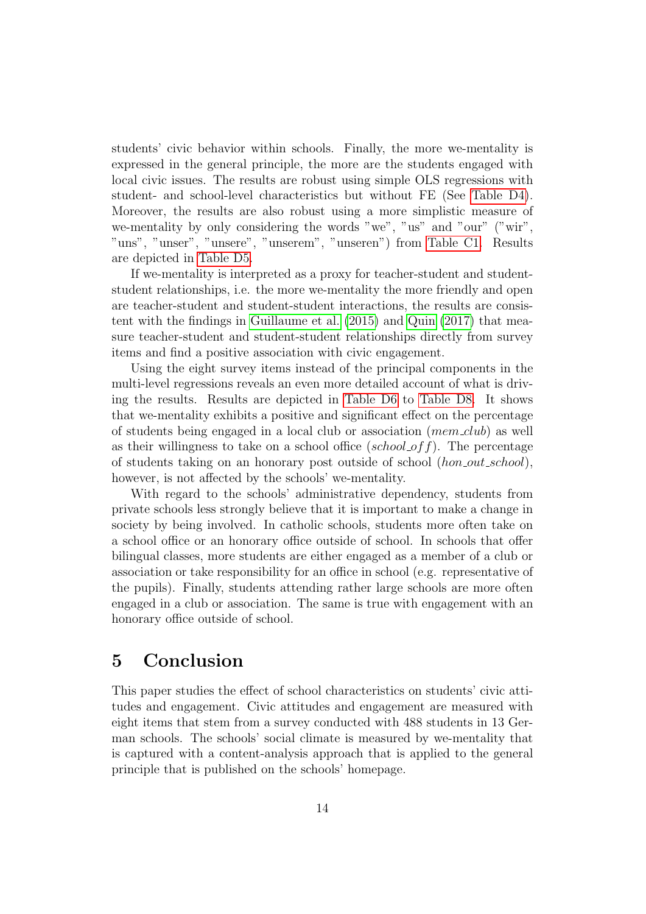students' civic behavior within schools. Finally, the more we-mentality is expressed in the general principle, the more are the students engaged with local civic issues. The results are robust using simple OLS regressions with student- and school-level characteristics but without FE (See Table D4). Moreover, the results are also robust using a more simplistic measure of we-mentality by only considering the words "we", "us" and "our" ("wir", "uns", "unser", "unsere", "unserem", "unseren") from Table C1. Results are depicted in Table D5.

If we-mentality is interpreted as a proxy for teacher-student and student-student relationships, i.e. the more we-mentality the more friendly and open are teacher-student and student-student interactions, the results are consistent with the findings in Guillaume et al. (2015) and Quin (2017) that measure teacher-student and student-student relationships directly from survey items and find a positive association with civic engagement.

Using the eight survey items instead of the principal components in the multi-level regressions reveals an even more detailed account of what is driving the results. Results are depicted in Table D6 to Table D8. It shows that we-mentality exhibits a positive and significant effect on the percentage of students being engaged in a local club or association (*mem_club*) as well as their willingness to take on a school office (*school_off*). The percentage of students taking on an honorary post outside of school (*hon_out_school*), however, is not affected by the schools' we-mentality.

With regard to the schools' administrative dependency, students from private schools less strongly believe that it is important to make a change in society by being involved. In catholic schools, students more often take on a school office or an honorary office outside of school. In schools that offer bilingual classes, more students are either engaged as a member of a club or association or take responsibility for an office in school (e.g. representative of the pupils). Finally, students attending rather large schools are more often engaged in a club or association. The same is true with engagement with an honorary office outside of school.

# 5 Conclusion

This paper studies the effect of school characteristics on students' civic attitudes and engagement. Civic attitudes and engagement are measured with eight items that stem from a survey conducted with 488 students in 13 German schools. The schools' social climate is measured by we-mentality that is captured with a content-analysis approach that is applied to the general principle that is published on the schools' homepage.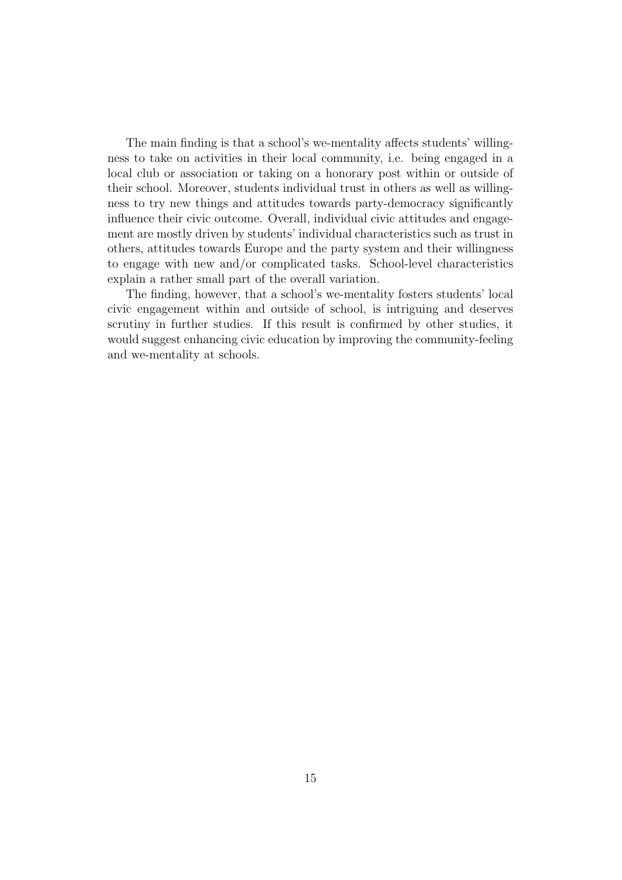The main finding is that a school's we-mentality affects students' willingness to take on activities in their local community, i.e. being engaged in a local club or association or taking on a honorary post within or outside of their school. Moreover, students individual trust in others as well as willingness to try new things and attitudes towards party-democracy significantly influence their civic outcome. Overall, individual civic attitudes and engagement are mostly driven by students' individual characteristics such as trust in others, attitudes towards Europe and the party system and their willingness to engage with new and/or complicated tasks. School-level characteristics explain a rather small part of the overall variation.

The finding, however, that a school's we-mentality fosters students' local civic engagement within and outside of school, is intriguing and deserves scrutiny in further studies. If this result is confirmed by other studies, it would suggest enhancing civic education by improving the community-feeling and we-mentality at schools.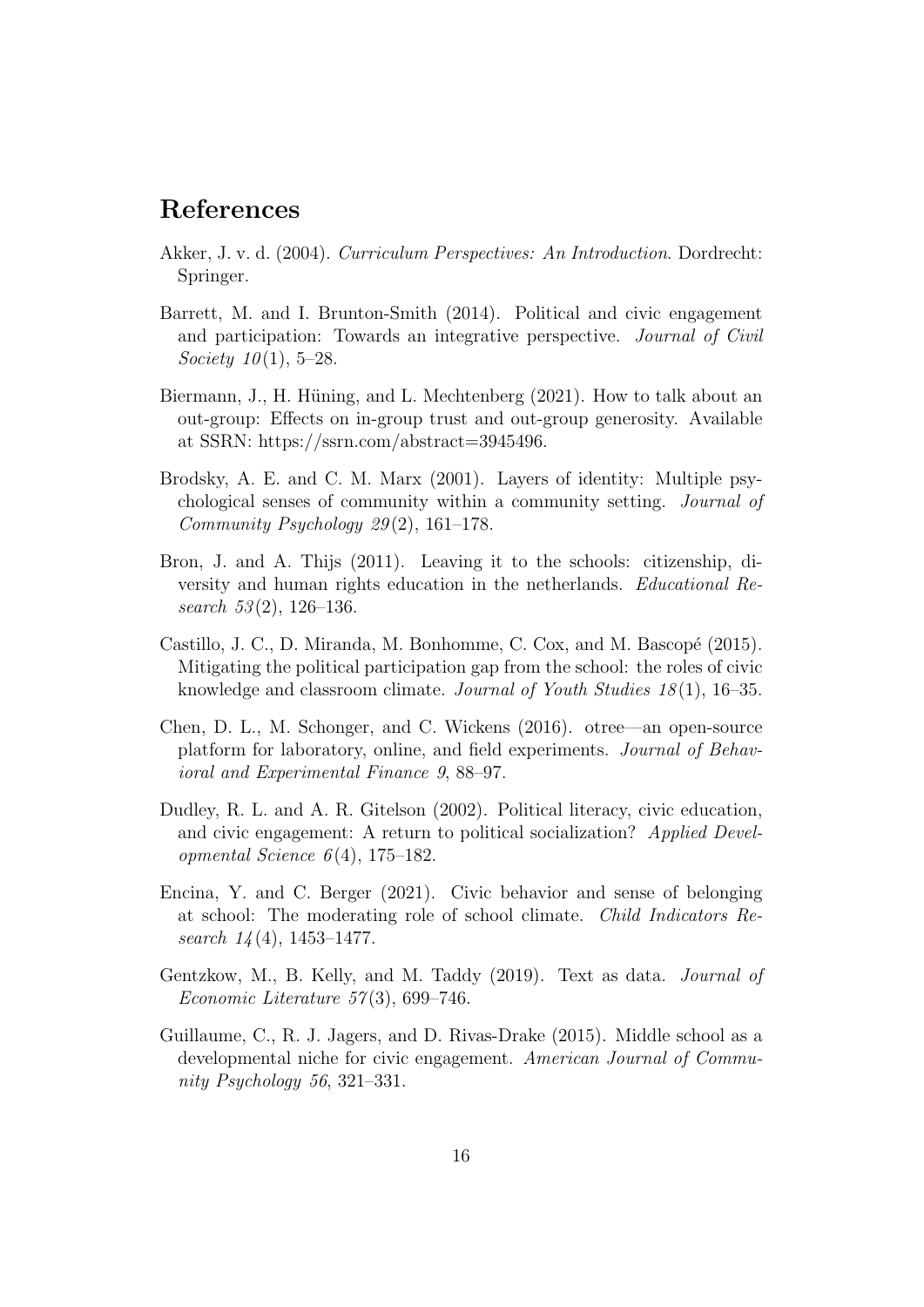# References

Akker, J. v. d. (2004). *Curriculum Perspectives: An Introduction*. Dordrecht: Springer.

Barrett, M. and I. Brunton-Smith (2014). Political and civic engagement and participation: Towards an integrative perspective. *Journal of Civil Society 10*(1), 5–28.

Biermann, J., H. Hüning, and L. Mechtenberg (2021). How to talk about an out-group: Effects on in-group trust and out-group generosity. Available at SSRN: https://ssrn.com/abstract=3945496.

Brodsky, A. E. and C. M. Marx (2001). Layers of identity: Multiple psychological senses of community within a community setting. *Journal of Community Psychology 29*(2), 161–178.

Bron, J. and A. Thijs (2011). Leaving it to the schools: citizenship, diversity and human rights education in the netherlands. *Educational Research 53*(2), 126–136.

Castillo, J. C., D. Miranda, M. Bonhomme, C. Cox, and M. Bascopé (2015). Mitigating the political participation gap from the school: the roles of civic knowledge and classroom climate. *Journal of Youth Studies 18*(1), 16–35.

Chen, D. L., M. Schonger, and C. Wickens (2016). otree—an open-source platform for laboratory, online, and field experiments. *Journal of Behavioral and Experimental Finance 9*, 88–97.

Dudley, R. L. and A. R. Gitelson (2002). Political literacy, civic education, and civic engagement: A return to political socialization? *Applied Developmental Science 6*(4), 175–182.

Encina, Y. and C. Berger (2021). Civic behavior and sense of belonging at school: The moderating role of school climate. *Child Indicators Research 14*(4), 1453–1477.

Gentzkow, M., B. Kelly, and M. Taddy (2019). Text as data. *Journal of Economic Literature 57*(3), 699–746.

Guillaume, C., R. J. Jagers, and D. Rivas-Drake (2015). Middle school as a developmental niche for civic engagement. *American Journal of Community Psychology 56*, 321–331.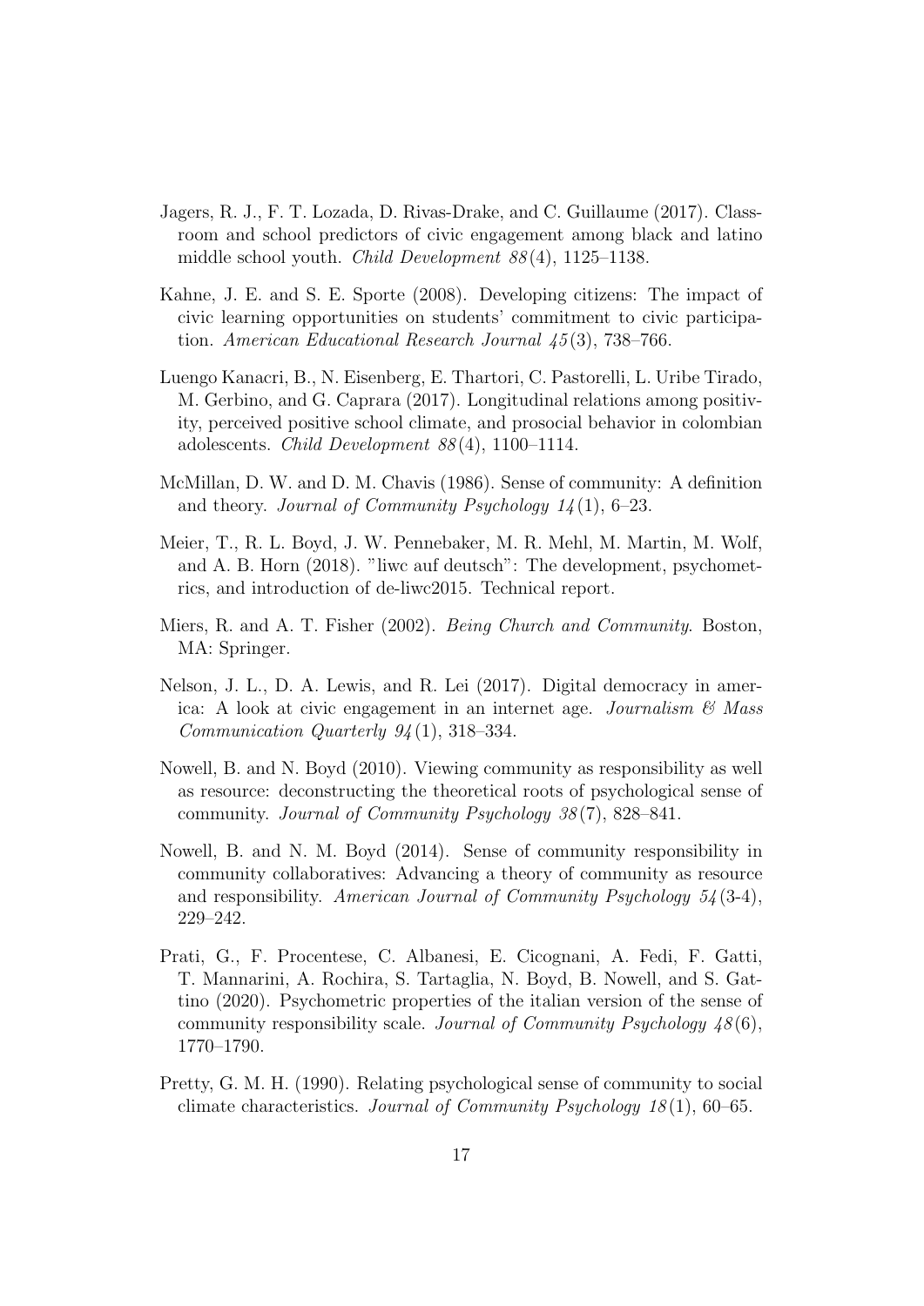Jagers, R. J., F. T. Lozada, D. Rivas-Drake, and C. Guillaume (2017). Classroom and school predictors of civic engagement among black and latino middle school youth. *Child Development 88*(4), 1125–1138.

Kahne, J. E. and S. E. Sporte (2008). Developing citizens: The impact of civic learning opportunities on students' commitment to civic participation. *American Educational Research Journal 45*(3), 738–766.

Luengo Kanacri, B., N. Eisenberg, E. Thartori, C. Pastorelli, L. Uribe Tirado, M. Gerbino, and G. Caprara (2017). Longitudinal relations among positivity, perceived positive school climate, and prosocial behavior in colombian adolescents. *Child Development 88*(4), 1100–1114.

McMillan, D. W. and D. M. Chavis (1986). Sense of community: A definition and theory. *Journal of Community Psychology 14*(1), 6–23.

Meier, T., R. L. Boyd, J. W. Pennebaker, M. R. Mehl, M. Martin, M. Wolf, and A. B. Horn (2018). "liwc auf deutsch": The development, psychometrics, and introduction of de-liwc2015. Technical report.

Miers, R. and A. T. Fisher (2002). *Being Church and Community*. Boston, MA: Springer.

Nelson, J. L., D. A. Lewis, and R. Lei (2017). Digital democracy in america: A look at civic engagement in an internet age. *Journalism & Mass Communication Quarterly 94*(1), 318–334.

Nowell, B. and N. Boyd (2010). Viewing community as responsibility as well as resource: deconstructing the theoretical roots of psychological sense of community. *Journal of Community Psychology 38*(7), 828–841.

Nowell, B. and N. M. Boyd (2014). Sense of community responsibility in community collaboratives: Advancing a theory of community as resource and responsibility. *American Journal of Community Psychology 54*(3-4), 229–242.

Prati, G., F. Procentese, C. Albanesi, E. Cicognani, A. Fedi, F. Gatti, T. Mannarini, A. Rochira, S. Tartaglia, N. Boyd, B. Nowell, and S. Gattino (2020). Psychometric properties of the italian version of the sense of community responsibility scale. *Journal of Community Psychology 48*(6), 1770–1790.

Pretty, G. M. H. (1990). Relating psychological sense of community to social climate characteristics. *Journal of Community Psychology 18*(1), 60–65.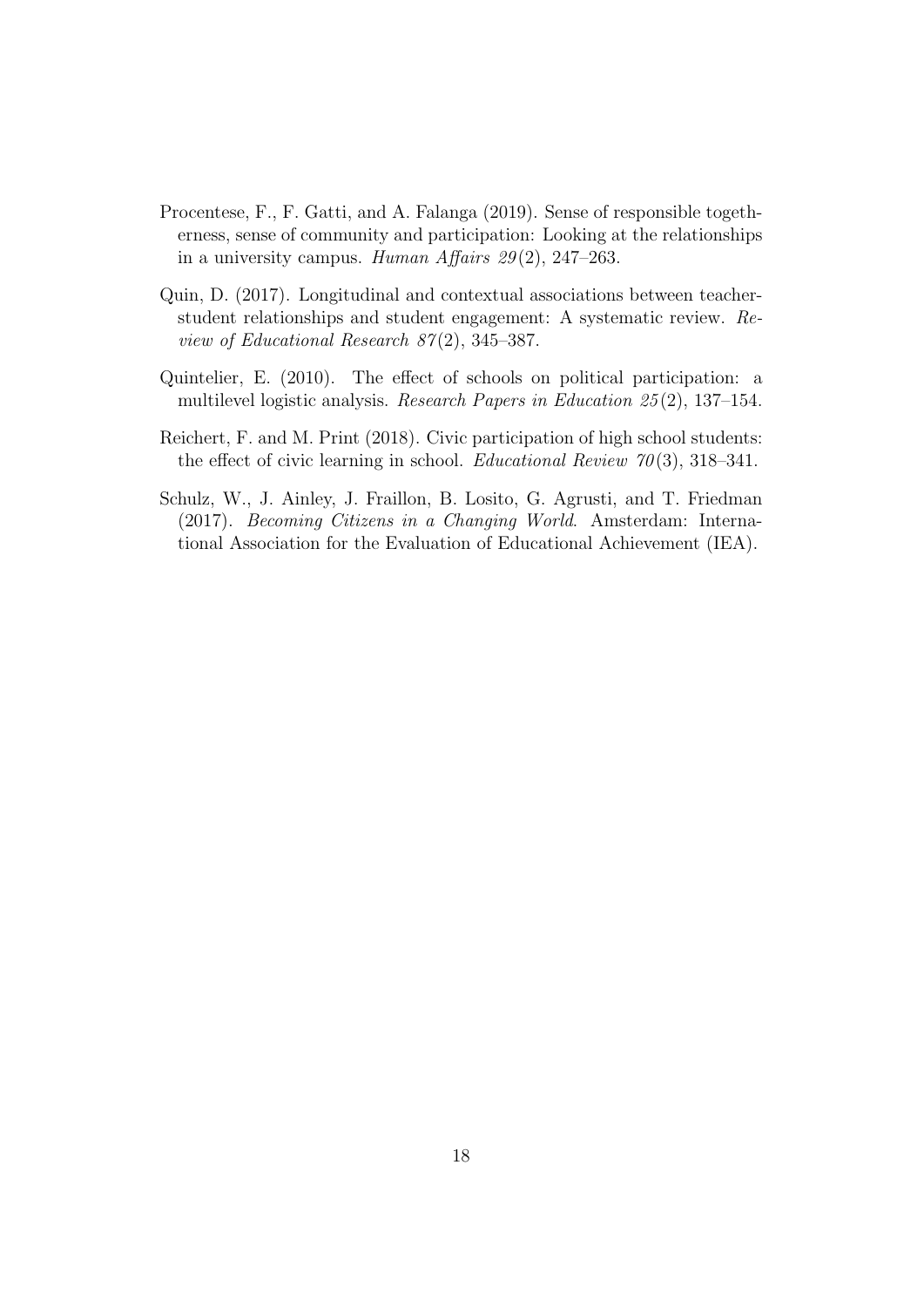Procentese, F., F. Gatti, and A. Falanga (2019). Sense of responsible togetherness, sense of community and participation: Looking at the relationships in a university campus. *Human Affairs 29*(2), 247–263.

Quin, D. (2017). Longitudinal and contextual associations between teacher-student relationships and student engagement: A systematic review. *Review of Educational Research 87*(2), 345–387.

Quintelier, E. (2010). The effect of schools on political participation: a multilevel logistic analysis. *Research Papers in Education 25*(2), 137–154.

Reichert, F. and M. Print (2018). Civic participation of high school students: the effect of civic learning in school. *Educational Review 70*(3), 318–341.

Schulz, W., J. Ainley, J. Fraillon, B. Losito, G. Agrusti, and T. Friedman (2017). *Becoming Citizens in a Changing World*. Amsterdam: International Association for the Evaluation of Educational Achievement (IEA).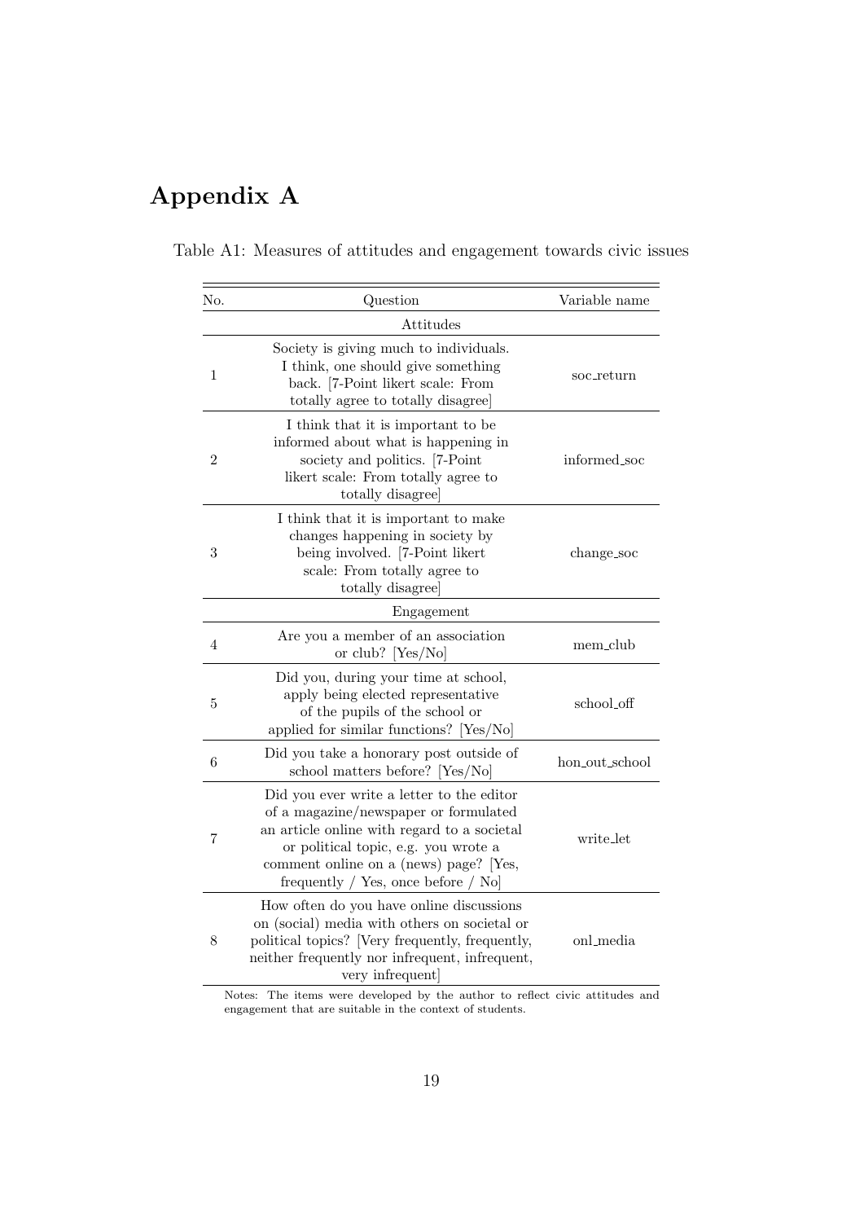# Appendix A

Table A1: Measures of attitudes and engagement towards civic issues

| No. | Question | Variable name |
|---|---|---|
| | Attitudes | |
| 1 | Society is giving much to individuals. I think, one should give something back. [7-Point likert scale: From totally agree to totally disagree] | soc_return |
| 2 | I think that it is important to be informed about what is happening in society and politics. [7-Point likert scale: From totally agree to totally disagree] | informed_soc |
| 3 | I think that it is important to make changes happening in society by being involved. [7-Point likert scale: From totally agree to totally disagree] | change_soc |
| | Engagement | |
| 4 | Are you a member of an association or club? [Yes/No] | mem_club |
| 5 | Did you, during your time at school, apply being elected representative of the pupils of the school or applied for similar functions? [Yes/No] | school_off |
| 6 | Did you take a honorary post outside of school matters before? [Yes/No] | hon_out_school |
| 7 | Did you ever write a letter to the editor of a magazine/newspaper or formulated an article online with regard to a societal or political topic, e.g. you wrote a comment online on a (news) page? [Yes, frequently / Yes, once before / No] | write_let |
| 8 | How often do you have online discussions on (social) media with others on societal or political topics? [Very frequently, frequently, neither frequently nor infrequent, infrequent, very infrequent] | onl_media |

Notes: The items were developed by the author to reflect civic attitudes and engagement that are suitable in the context of students.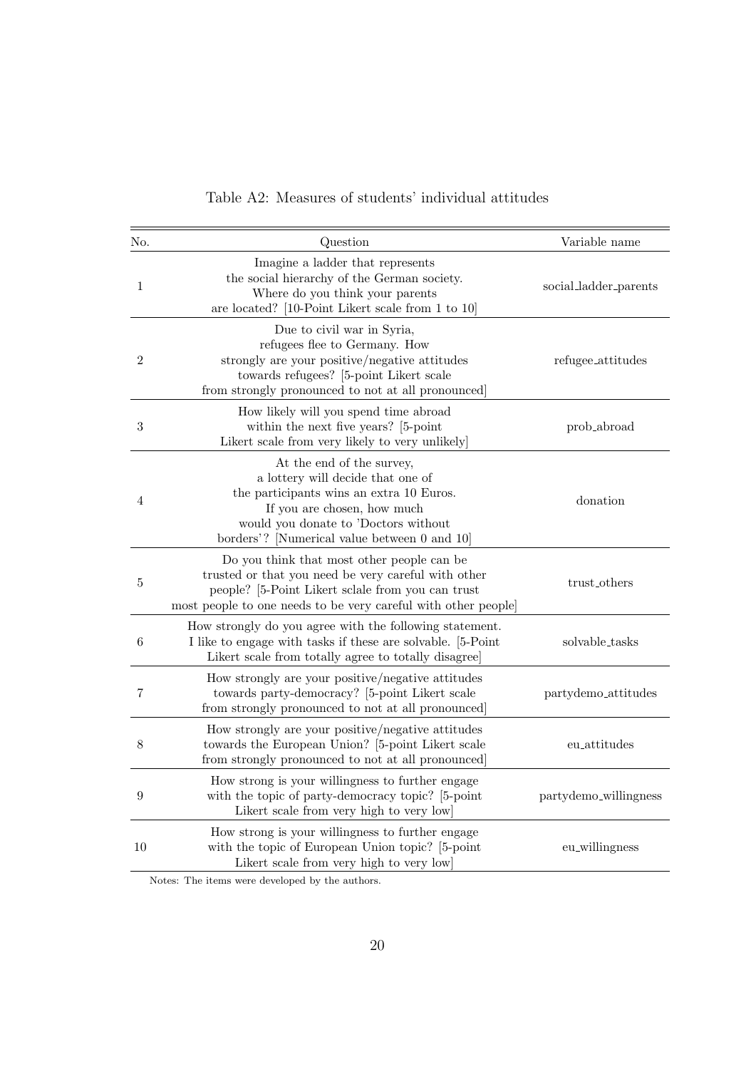Table A2: Measures of students' individual attitudes

| No. | Question | Variable name |
|---|---|---|
| 1 | Imagine a ladder that represents the social hierarchy of the German society. Where do you think your parents are located? [10-Point Likert scale from 1 to 10] | social_ladder_parents |
| 2 | Due to civil war in Syria, refugees flee to Germany. How strongly are your positive/negative attitudes towards refugees? [5-point Likert scale from strongly pronounced to not at all pronounced] | refugee_attitudes |
| 3 | How likely will you spend time abroad within the next five years? [5-point Likert scale from very likely to very unlikely] | prob_abroad |
| 4 | At the end of the survey, a lottery will decide that one of the participants wins an extra 10 Euros. If you are chosen, how much would you donate to 'Doctors without borders'? [Numerical value between 0 and 10] | donation |
| 5 | Do you think that most other people can be trusted or that you need be very careful with other people? [5-Point Likert sclale from you can trust most people to one needs to be very careful with other people] | trust_others |
| 6 | How strongly do you agree with the following statement. I like to engage with tasks if these are solvable. [5-Point Likert scale from totally agree to totally disagree] | solvable_tasks |
| 7 | How strongly are your positive/negative attitudes towards party-democracy? [5-point Likert scale from strongly pronounced to not at all pronounced] | partydemo_attitudes |
| 8 | How strongly are your positive/negative attitudes towards the European Union? [5-point Likert scale from strongly pronounced to not at all pronounced] | eu_attitudes |
| 9 | How strong is your willingness to further engage with the topic of party-democracy topic? [5-point Likert scale from very high to very low] | partydemo_willingness |
| 10 | How strong is your willingness to further engage with the topic of European Union topic? [5-point Likert scale from very high to very low] | eu_willingness |

Notes: The items were developed by the authors.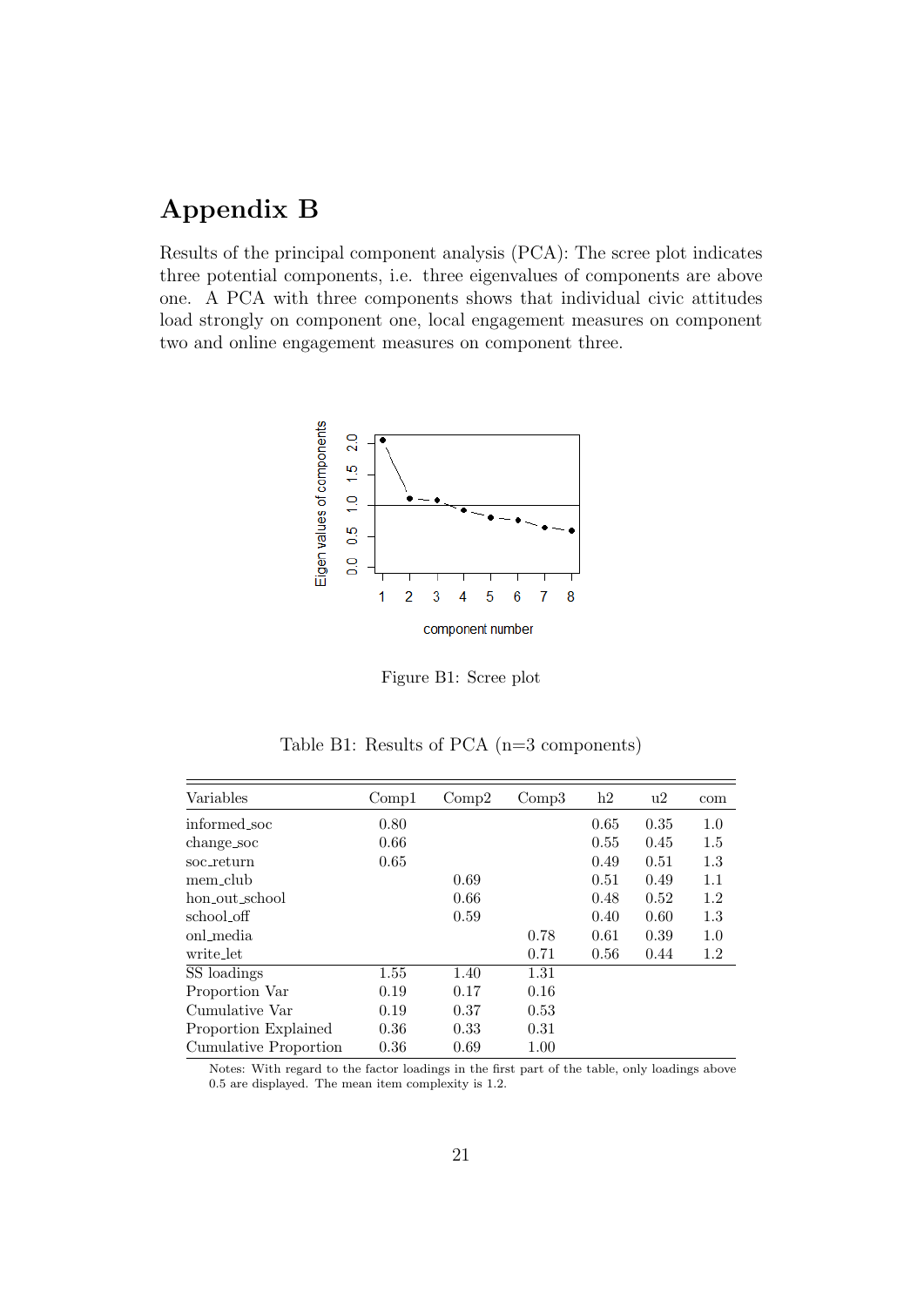# Appendix B

Results of the principal component analysis (PCA): The scree plot indicates three potential components, i.e. three eigenvalues of components are above one. A PCA with three components shows that individual civic attitudes load strongly on component one, local engagement measures on component two and online engagement measures on component three.

Figure B1: Scree plot

Table B1: Results of PCA (n=3 components)

| Variables | Comp1 | Comp2 | Comp3 | h2 | u2 | com |
|---|---|---|---|---|---|---|
| informed_soc | 0.80 | | | 0.65 | 0.35 | 1.0 |
| change_soc | 0.66 | | | 0.55 | 0.45 | 1.5 |
| soc_return | 0.65 | | | 0.49 | 0.51 | 1.3 |
| mem_club | | 0.69 | | 0.51 | 0.49 | 1.1 |
| hon_out_school | | 0.66 | | 0.48 | 0.52 | 1.2 |
| school_off | | 0.59 | | 0.40 | 0.60 | 1.3 |
| onl_media | | | 0.78 | 0.61 | 0.39 | 1.0 |
| write_let | | | 0.71 | 0.56 | 0.44 | 1.2 |
| SS loadings | 1.55 | 1.40 | 1.31 | | | |
| Proportion Var | 0.19 | 0.17 | 0.16 | | | |
| Cumulative Var | 0.19 | 0.37 | 0.53 | | | |
| Proportion Explained | 0.36 | 0.33 | 0.31 | | | |
| Cumulative Proportion | 0.36 | 0.69 | 1.00 | | | |

Notes: With regard to the factor loadings in the first part of the table, only loadings above 0.5 are displayed. The mean item complexity is 1.2.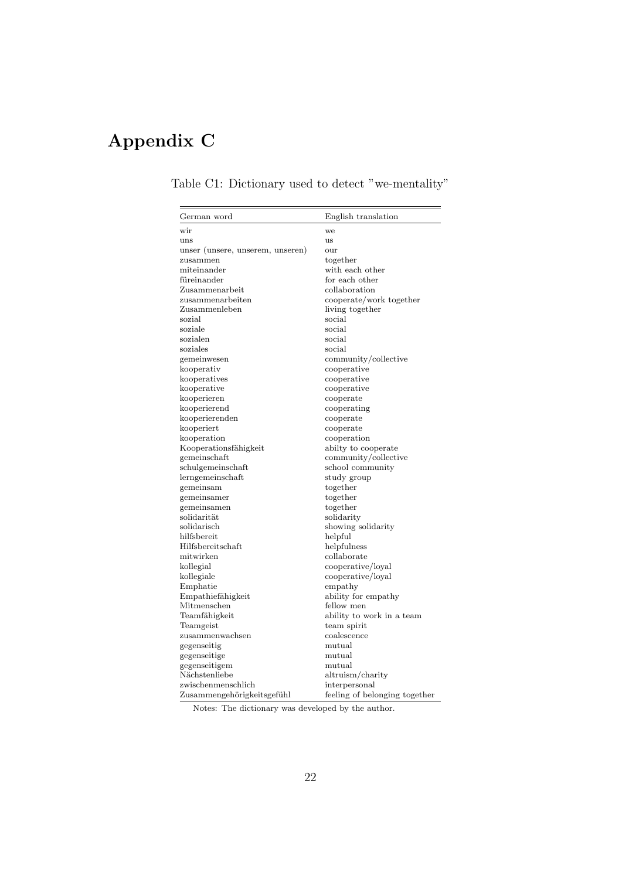# Appendix C

Table C1: Dictionary used to detect "we-mentality"

| German word | English translation |
|---|---|
| wir | we |
| uns | us |
| unser (unsere, unserem, unseren) | our |
| zusammen | together |
| miteinander | with each other |
| füreinander | for each other |
| Zusammenarbeit | collaboration |
| zusammenarbeiten | cooperate/work together |
| Zusammenleben | living together |
| sozial | social |
| soziale | social |
| sozialen | social |
| soziales | social |
| gemeinwesen | community/collective |
| kooperativ | cooperative |
| kooperatives | cooperative |
| kooperative | cooperative |
| kooperieren | cooperate |
| kooperierend | cooperating |
| kooperierenden | cooperate |
| kooperiert | cooperate |
| kooperation | cooperation |
| Kooperationsfähigkeit | abilty to cooperate |
| gemeinschaft | community/collective |
| schulgemeinschaft | school community |
| lerngemeinschaft | study group |
| gemeinsam | together |
| gemeinsamer | together |
| gemeinsamen | together |
| solidarität | solidarity |
| solidarisch | showing solidarity |
| hilfsbereit | helpful |
| Hilfsbereitschaft | helpfulness |
| mitwirken | collaborate |
| kollegial | cooperative/loyal |
| kollegiale | cooperative/loyal |
| Emphatie | empathy |
| Empathiefähigkeit | ability for empathy |
| Mitmenschen | fellow men |
| Teamfähigkeit | ability to work in a team |
| Teamgeist | team spirit |
| zusammenwachsen | coalescence |
| gegenseitig | mutual |
| gegenseitige | mutual |
| gegenseitigem | mutual |
| Nächstenliebe | altruism/charity |
| zwischenmenschlich | interpersonal |
| Zusammengehörigkeitsgefühl | feeling of belonging together |

Notes: The dictionary was developed by the author.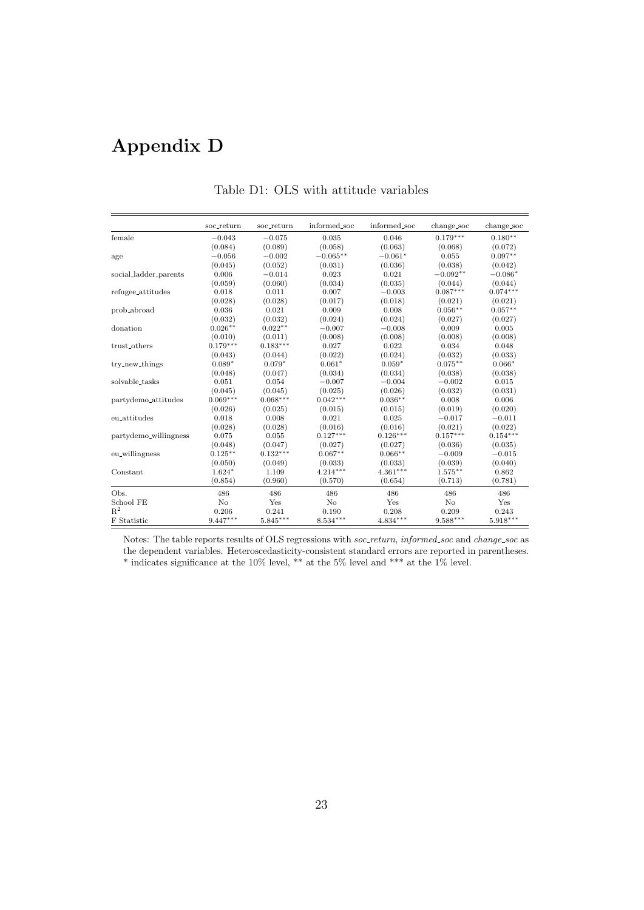# Appendix D

Table D1: OLS with attitude variables

| | soc_return | soc_return | informed_soc | informed_soc | change_soc | change_soc |
|---|---|---|---|---|---|---|
| female | −0.043 | −0.075 | 0.035 | 0.046 | 0.179*** | 0.180** |
| | (0.084) | (0.089) | (0.058) | (0.063) | (0.068) | (0.072) |
| age | −0.056 | −0.002 | −0.065** | −0.061* | 0.055 | 0.097** |
| | (0.045) | (0.052) | (0.031) | (0.036) | (0.038) | (0.042) |
| social_ladder_parents | 0.006 | −0.014 | 0.023 | 0.021 | −0.092** | −0.086* |
| | (0.059) | (0.060) | (0.034) | (0.035) | (0.044) | (0.044) |
| refugee_attitudes | 0.018 | 0.011 | 0.007 | −0.003 | 0.087*** | 0.074*** |
| | (0.028) | (0.028) | (0.017) | (0.018) | (0.021) | (0.021) |
| prob_abroad | 0.036 | 0.021 | 0.009 | 0.008 | 0.056** | 0.057** |
| | (0.032) | (0.032) | (0.024) | (0.024) | (0.027) | (0.027) |
| donation | 0.026** | 0.022** | −0.007 | −0.008 | 0.009 | 0.005 |
| | (0.010) | (0.011) | (0.008) | (0.008) | (0.008) | (0.008) |
| trust_others | 0.179*** | 0.183*** | 0.027 | 0.022 | 0.034 | 0.048 |
| | (0.043) | (0.044) | (0.022) | (0.024) | (0.032) | (0.033) |
| try_new_things | 0.089* | 0.079* | 0.061* | 0.059* | 0.075** | 0.066* |
| | (0.048) | (0.047) | (0.034) | (0.034) | (0.038) | (0.038) |
| solvable_tasks | 0.051 | 0.054 | −0.007 | −0.004 | −0.002 | 0.015 |
| | (0.045) | (0.045) | (0.025) | (0.026) | (0.032) | (0.031) |
| partydemo_attitudes | 0.069*** | 0.068*** | 0.042*** | 0.036** | 0.008 | 0.006 |
| | (0.026) | (0.025) | (0.015) | (0.015) | (0.019) | (0.020) |
| eu_attitudes | 0.018 | 0.008 | 0.021 | 0.025 | −0.017 | −0.011 |
| | (0.028) | (0.028) | (0.016) | (0.016) | (0.021) | (0.022) |
| partydemo_willingness | 0.075 | 0.055 | 0.127*** | 0.126*** | 0.157*** | 0.154*** |
| | (0.048) | (0.047) | (0.027) | (0.027) | (0.036) | (0.035) |
| eu_willingness | 0.125** | 0.132*** | 0.067** | 0.066** | −0.009 | −0.015 |
| | (0.050) | (0.049) | (0.033) | (0.033) | (0.039) | (0.040) |
| Constant | 1.624* | 1.109 | 4.214*** | 4.361*** | 1.575** | 0.862 |
| | (0.854) | (0.960) | (0.570) | (0.654) | (0.713) | (0.781) |
| Obs. | 486 | 486 | 486 | 486 | 486 | 486 |
| School FE | No | Yes | No | Yes | No | Yes |
| $R^2$ | 0.206 | 0.241 | 0.190 | 0.208 | 0.209 | 0.243 |
| F Statistic | 9.447*** | 5.845*** | 8.534*** | 4.834*** | 9.588*** | 5.918*** |

Notes: The table reports results of OLS regressions with *soc_return*, *informed_soc* and *change_soc* as the dependent variables. Heteroscedasticity-consistent standard errors are reported in parentheses. * indicates significance at the 10% level, ** at the 5% level and *** at the 1% level.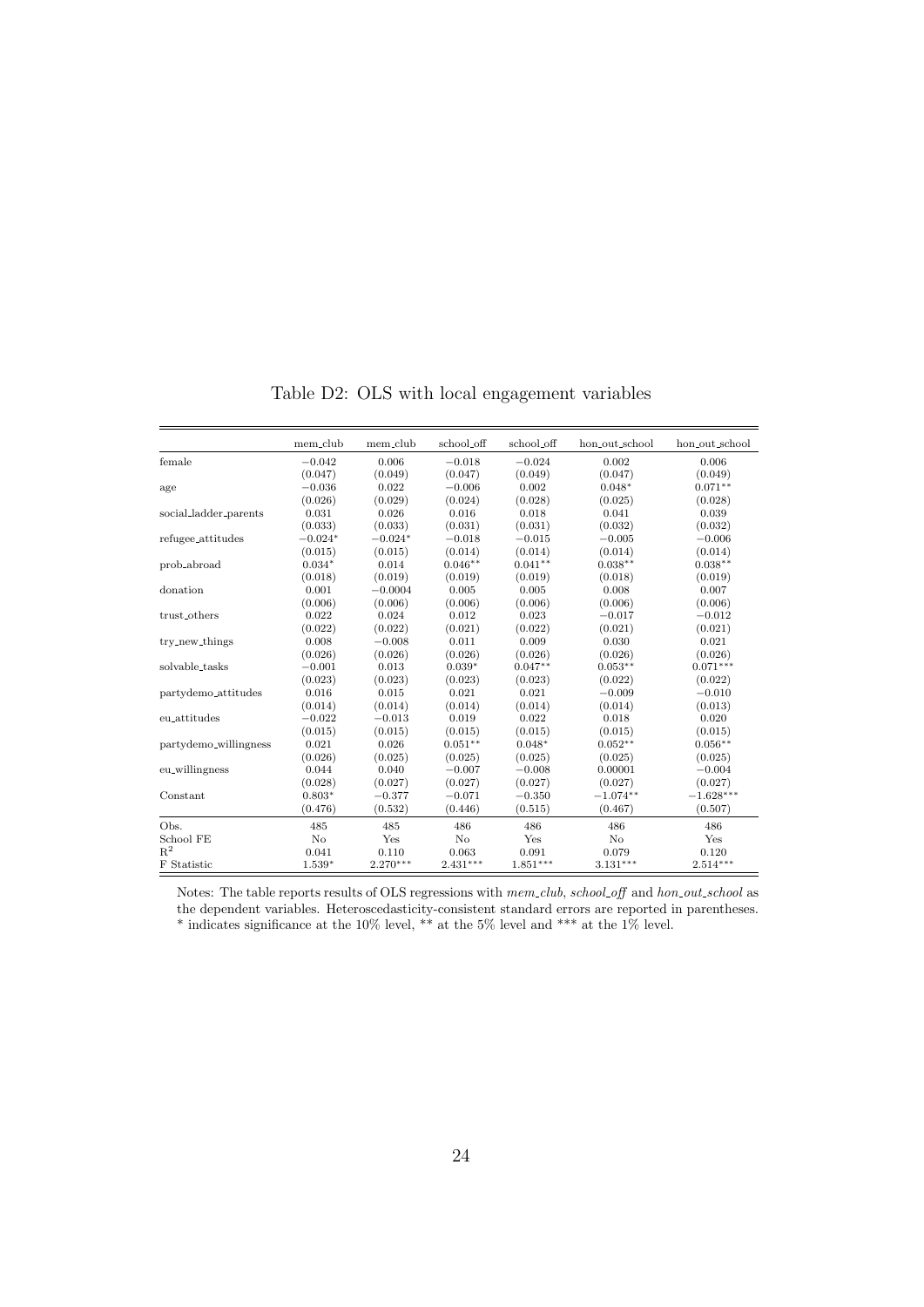Table D2: OLS with local engagement variables

| | mem_club | mem_club | school_off | school_off | hon_out_school | hon_out_school |
|---|---|---|---|---|---|---|
| female | −0.042 | 0.006 | −0.018 | −0.024 | 0.002 | 0.006 |
| | (0.047) | (0.049) | (0.047) | (0.049) | (0.047) | (0.049) |
| age | −0.036 | 0.022 | −0.006 | 0.002 | 0.048* | 0.071** |
| | (0.026) | (0.029) | (0.024) | (0.028) | (0.025) | (0.028) |
| social_ladder_parents | 0.031 | 0.026 | 0.016 | 0.018 | 0.041 | 0.039 |
| | (0.033) | (0.033) | (0.031) | (0.031) | (0.032) | (0.032) |
| refugee_attitudes | −0.024* | −0.024* | −0.018 | −0.015 | −0.005 | −0.006 |
| | (0.015) | (0.015) | (0.014) | (0.014) | (0.014) | (0.014) |
| prob_abroad | 0.034* | 0.014 | 0.046** | 0.041** | 0.038** | 0.038** |
| | (0.018) | (0.019) | (0.019) | (0.019) | (0.018) | (0.019) |
| donation | 0.001 | −0.0004 | 0.005 | 0.005 | 0.008 | 0.007 |
| | (0.006) | (0.006) | (0.006) | (0.006) | (0.006) | (0.006) |
| trust_others | 0.022 | 0.024 | 0.012 | 0.023 | −0.017 | −0.012 |
| | (0.022) | (0.022) | (0.021) | (0.022) | (0.021) | (0.021) |
| try_new_things | 0.008 | −0.008 | 0.011 | 0.009 | 0.030 | 0.021 |
| | (0.026) | (0.026) | (0.026) | (0.026) | (0.026) | (0.026) |
| solvable_tasks | −0.001 | 0.013 | 0.039* | 0.047** | 0.053** | 0.071*** |
| | (0.023) | (0.023) | (0.023) | (0.023) | (0.022) | (0.022) |
| partydemo_attitudes | 0.016 | 0.015 | 0.021 | 0.021 | −0.009 | −0.010 |
| | (0.014) | (0.014) | (0.014) | (0.014) | (0.014) | (0.013) |
| eu_attitudes | −0.022 | −0.013 | 0.019 | 0.022 | 0.018 | 0.020 |
| | (0.015) | (0.015) | (0.015) | (0.015) | (0.015) | (0.015) |
| partydemo_willingness | 0.021 | 0.026 | 0.051** | 0.048* | 0.052** | 0.056** |
| | (0.026) | (0.025) | (0.025) | (0.025) | (0.025) | (0.025) |
| eu_willingness | 0.044 | 0.040 | −0.007 | −0.008 | 0.00001 | −0.004 |
| | (0.028) | (0.027) | (0.027) | (0.027) | (0.027) | (0.027) |
| Constant | 0.803* | −0.377 | −0.071 | −0.350 | −1.074** | −1.628*** |
| | (0.476) | (0.532) | (0.446) | (0.515) | (0.467) | (0.507) |
| Obs. | 485 | 485 | 486 | 486 | 486 | 486 |
| School FE | No | Yes | No | Yes | No | Yes |
| $R^2$ | 0.041 | 0.110 | 0.063 | 0.091 | 0.079 | 0.120 |
| F Statistic | 1.539* | 2.270*** | 2.431*** | 1.851*** | 3.131*** | 2.514*** |

Notes: The table reports results of OLS regressions with *mem_club*, *school_off* and *hon_out_school* as the dependent variables. Heteroscedasticity-consistent standard errors are reported in parentheses. * indicates significance at the 10% level, ** at the 5% level and *** at the 1% level.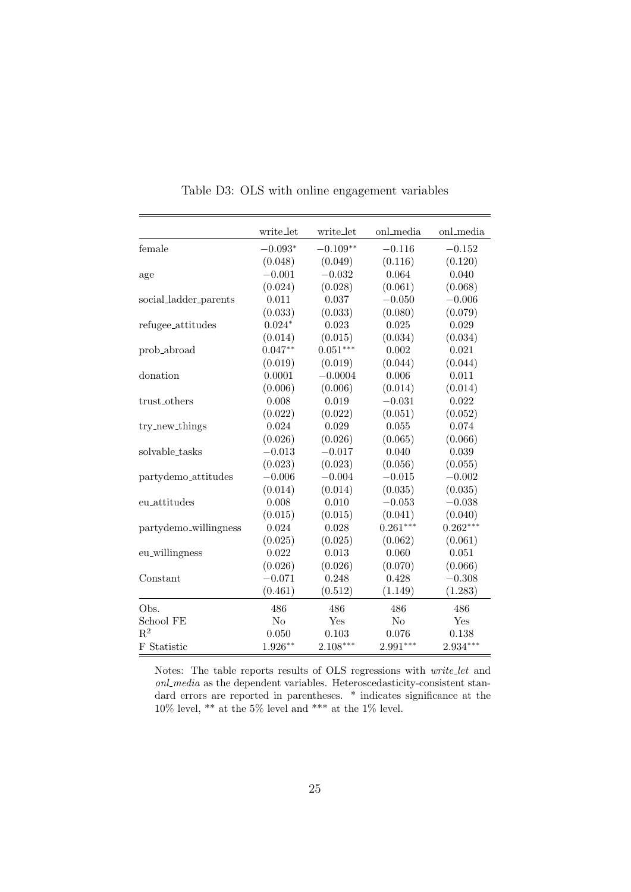Table D3: OLS with online engagement variables

| | write_let | write_let | onl_media | onl_media |
|---|---|---|---|---|
| female | $-0.093^{*}$ | $-0.109^{**}$ | $-0.116$ | $-0.152$ |
| | (0.048) | (0.049) | (0.116) | (0.120) |
| age | $-0.001$ | $-0.032$ | 0.064 | 0.040 |
| | (0.024) | (0.028) | (0.061) | (0.068) |
| social_ladder_parents | 0.011 | 0.037 | $-0.050$ | $-0.006$ |
| | (0.033) | (0.033) | (0.080) | (0.079) |
| refugee_attitudes | $0.024^{*}$ | 0.023 | 0.025 | 0.029 |
| | (0.014) | (0.015) | (0.034) | (0.034) |
| prob_abroad | $0.047^{**}$ | $0.051^{***}$ | 0.002 | 0.021 |
| | (0.019) | (0.019) | (0.044) | (0.044) |
| donation | 0.0001 | $-0.0004$ | 0.006 | 0.011 |
| | (0.006) | (0.006) | (0.014) | (0.014) |
| trust_others | 0.008 | 0.019 | $-0.031$ | 0.022 |
| | (0.022) | (0.022) | (0.051) | (0.052) |
| try_new_things | 0.024 | 0.029 | 0.055 | 0.074 |
| | (0.026) | (0.026) | (0.065) | (0.066) |
| solvable_tasks | $-0.013$ | $-0.017$ | 0.040 | 0.039 |
| | (0.023) | (0.023) | (0.056) | (0.055) |
| partydemo_attitudes | $-0.006$ | $-0.004$ | $-0.015$ | $-0.002$ |
| | (0.014) | (0.014) | (0.035) | (0.035) |
| eu_attitudes | 0.008 | 0.010 | $-0.053$ | $-0.038$ |
| | (0.015) | (0.015) | (0.041) | (0.040) |
| partydemo_willingness | 0.024 | 0.028 | $0.261^{***}$ | $0.262^{***}$ |
| | (0.025) | (0.025) | (0.062) | (0.061) |
| eu_willingness | 0.022 | 0.013 | 0.060 | 0.051 |
| | (0.026) | (0.026) | (0.070) | (0.066) |
| Constant | $-0.071$ | 0.248 | 0.428 | $-0.308$ |
| | (0.461) | (0.512) | (1.149) | (1.283) |
| Obs. | 486 | 486 | 486 | 486 |
| School FE | No | Yes | No | Yes |
| $R^2$ | 0.050 | 0.103 | 0.076 | 0.138 |
| F Statistic | $1.926^{**}$ | $2.108^{***}$ | $2.991^{***}$ | $2.934^{***}$ |

Notes: The table reports results of OLS regressions with *write_let* and *onl_media* as the dependent variables. Heteroscedasticity-consistent standard errors are reported in parentheses. * indicates significance at the 10% level, ** at the 5% level and *** at the 1% level.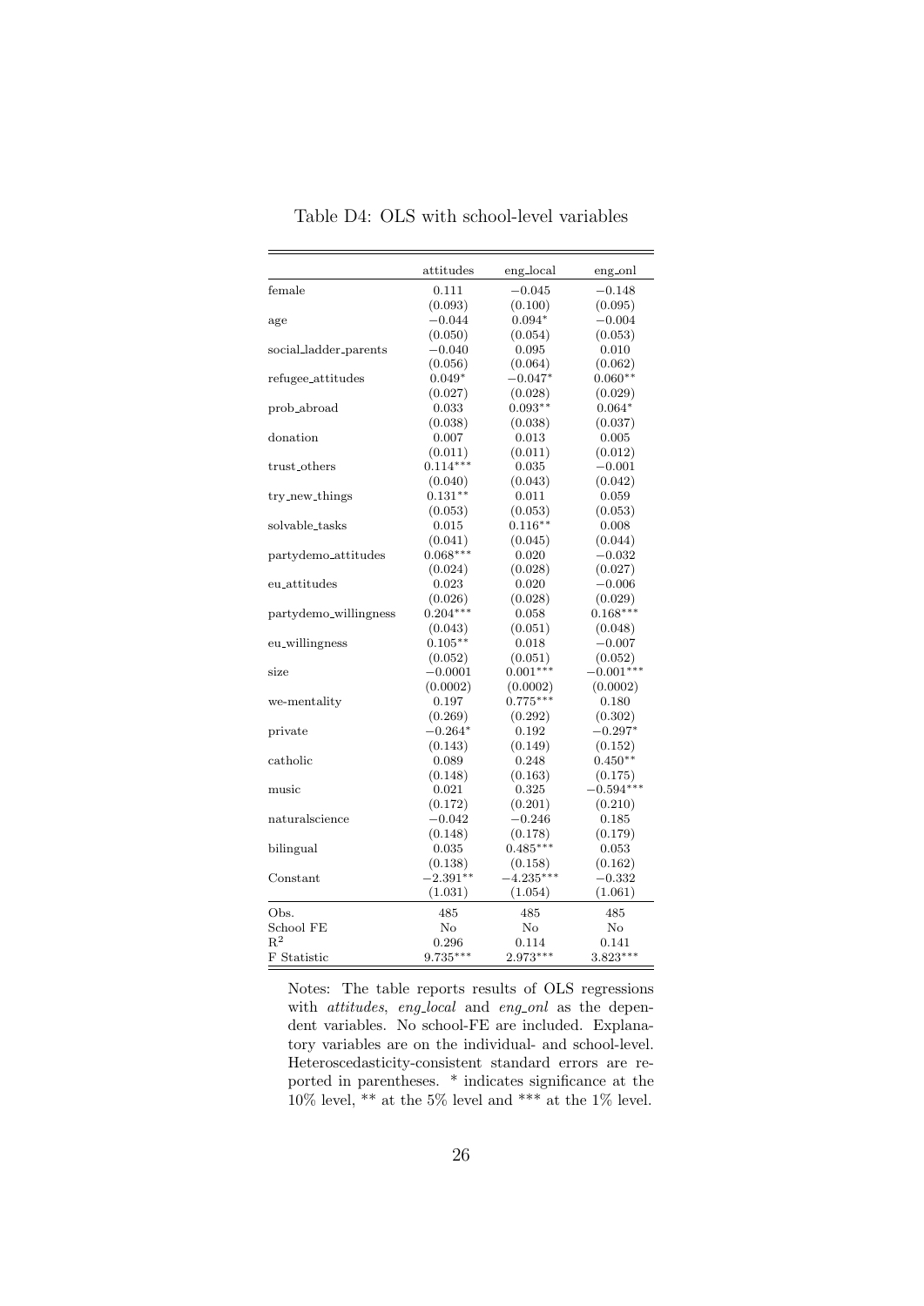Table D4: OLS with school-level variables

| | attitudes | eng_local | eng_onl |
|---|---|---|---|
| female | 0.111 | −0.045 | −0.148 |
| | (0.093) | (0.100) | (0.095) |
| age | −0.044 | 0.094* | −0.004 |
| | (0.050) | (0.054) | (0.053) |
| social_ladder_parents | −0.040 | 0.095 | 0.010 |
| | (0.056) | (0.064) | (0.062) |
| refugee_attitudes | 0.049* | −0.047* | 0.060** |
| | (0.027) | (0.028) | (0.029) |
| prob_abroad | 0.033 | 0.093** | 0.064* |
| | (0.038) | (0.038) | (0.037) |
| donation | 0.007 | 0.013 | 0.005 |
| | (0.011) | (0.011) | (0.012) |
| trust_others | 0.114*** | 0.035 | −0.001 |
| | (0.040) | (0.043) | (0.042) |
| try_new_things | 0.131** | 0.011 | 0.059 |
| | (0.053) | (0.053) | (0.053) |
| solvable_tasks | 0.015 | 0.116** | 0.008 |
| | (0.041) | (0.045) | (0.044) |
| partydemo_attitudes | 0.068*** | 0.020 | −0.032 |
| | (0.024) | (0.028) | (0.027) |
| eu_attitudes | 0.023 | 0.020 | −0.006 |
| | (0.026) | (0.028) | (0.029) |
| partydemo_willingness | 0.204*** | 0.058 | 0.168*** |
| | (0.043) | (0.051) | (0.048) |
| eu_willingness | 0.105** | 0.018 | −0.007 |
| | (0.052) | (0.051) | (0.052) |
| size | −0.0001 | 0.001*** | −0.001*** |
| | (0.0002) | (0.0002) | (0.0002) |
| we-mentality | 0.197 | 0.775*** | 0.180 |
| | (0.269) | (0.292) | (0.302) |
| private | −0.264* | 0.192 | −0.297* |
| | (0.143) | (0.149) | (0.152) |
| catholic | 0.089 | 0.248 | 0.450** |
| | (0.148) | (0.163) | (0.175) |
| music | 0.021 | 0.325 | −0.594*** |
| | (0.172) | (0.201) | (0.210) |
| naturalscience | −0.042 | −0.246 | 0.185 |
| | (0.148) | (0.178) | (0.179) |
| bilingual | 0.035 | 0.485*** | 0.053 |
| | (0.138) | (0.158) | (0.162) |
| Constant | −2.391** | −4.235*** | −0.332 |
| | (1.031) | (1.054) | (1.061) |
| Obs. | 485 | 485 | 485 |
| School FE | No | No | No |
| $R^2$ | 0.296 | 0.114 | 0.141 |
| F Statistic | 9.735*** | 2.973*** | 3.823*** |

Notes: The table reports results of OLS regressions with *attitudes*, *eng_local* and *eng_onl* as the dependent variables. No school-FE are included. Explanatory variables are on the individual- and school-level. Heteroscedasticity-consistent standard errors are reported in parentheses. * indicates significance at the 10% level, ** at the 5% level and *** at the 1% level.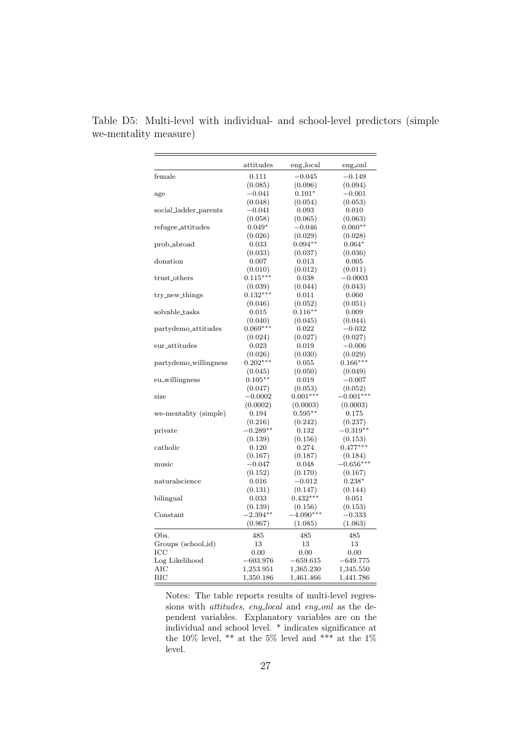Table D5: Multi-level with individual- and school-level predictors (simple we-mentality measure)

| | attitudes | eng_local | eng_onl |
|---|---|---|---|
| female | 0.111 | −0.045 | −0.149 |
| | (0.085) | (0.096) | (0.094) |
| age | −0.041 | 0.101* | −0.001 |
| | (0.048) | (0.054) | (0.053) |
| social_ladder_parents | −0.041 | 0.093 | 0.010 |
| | (0.058) | (0.065) | (0.063) |
| refugee_attitudes | 0.049* | −0.046 | 0.060** |
| | (0.026) | (0.029) | (0.028) |
| prob_abroad | 0.033 | 0.094** | 0.064* |
| | (0.033) | (0.037) | (0.036) |
| donation | 0.007 | 0.013 | 0.005 |
| | (0.010) | (0.012) | (0.011) |
| trust_others | 0.115*** | 0.038 | −0.0003 |
| | (0.039) | (0.044) | (0.043) |
| try_new_things | 0.132*** | 0.011 | 0.060 |
| | (0.046) | (0.052) | (0.051) |
| solvable_tasks | 0.015 | 0.116** | 0.009 |
| | (0.040) | (0.045) | (0.044) |
| partydemo_attitudes | 0.069*** | 0.022 | −0.032 |
| | (0.024) | (0.027) | (0.027) |
| eur_attitudes | 0.023 | 0.019 | −0.006 |
| | (0.026) | (0.030) | (0.029) |
| partydemo_willingness | 0.202*** | 0.055 | 0.166*** |
| | (0.045) | (0.050) | (0.049) |
| eu_willingness | 0.105** | 0.019 | −0.007 |
| | (0.047) | (0.053) | (0.052) |
| size | −0.0002 | 0.001*** | −0.001*** |
| | (0.0002) | (0.0003) | (0.0003) |
| we-mentality (simple) | 0.194 | 0.595** | 0.175 |
| | (0.216) | (0.242) | (0.237) |
| private | −0.289** | 0.132 | −0.319** |
| | (0.139) | (0.156) | (0.153) |
| catholic | 0.120 | 0.274 | 0.477*** |
| | (0.167) | (0.187) | (0.184) |
| music | −0.047 | 0.048 | −0.656*** |
| | (0.152) | (0.170) | (0.167) |
| naturalscience | 0.016 | −0.012 | 0.238* |
| | (0.131) | (0.147) | (0.144) |
| bilingual | 0.033 | 0.432*** | 0.051 |
| | (0.139) | (0.156) | (0.153) |
| Constant | −2.394** | −4.090*** | −0.333 |
| | (0.967) | (1.085) | (1.063) |
| Obs. | 485 | 485 | 485 |
| Groups (school_id) | 13 | 13 | 13 |
| ICC | 0.00 | 0.00 | 0.00 |
| Log Likelihood | −603.976 | −659.615 | −649.775 |
| AIC | 1,253.951 | 1,365.230 | 1,345.550 |
| BIC | 1,350.186 | 1,461.466 | 1,441.786 |

Notes: The table reports results of multi-level regressions with *attitudes*, *eng_local* and *eng_onl* as the dependent variables. Explanatory variables are on the individual and school level. * indicates significance at the 10% level, ** at the 5% level and *** at the 1% level.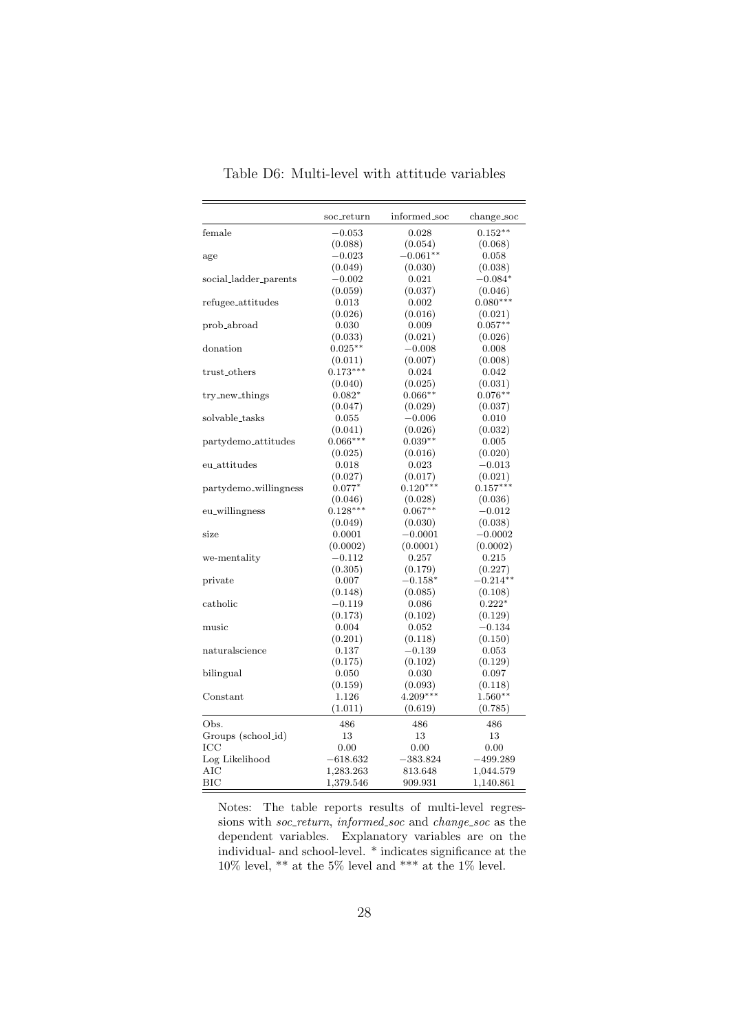Table D6: Multi-level with attitude variables

| | soc_return | informed_soc | change_soc |
|---|---|---|---|
| female | −0.053 | 0.028 | 0.152** |
| | (0.088) | (0.054) | (0.068) |
| age | −0.023 | −0.061** | 0.058 |
| | (0.049) | (0.030) | (0.038) |
| social_ladder_parents | −0.002 | 0.021 | −0.084* |
| | (0.059) | (0.037) | (0.046) |
| refugee_attitudes | 0.013 | 0.002 | 0.080*** |
| | (0.026) | (0.016) | (0.021) |
| prob_abroad | 0.030 | 0.009 | 0.057** |
| | (0.033) | (0.021) | (0.026) |
| donation | 0.025** | −0.008 | 0.008 |
| | (0.011) | (0.007) | (0.008) |
| trust_others | 0.173*** | 0.024 | 0.042 |
| | (0.040) | (0.025) | (0.031) |
| try_new_things | 0.082* | 0.066** | 0.076** |
| | (0.047) | (0.029) | (0.037) |
| solvable_tasks | 0.055 | −0.006 | 0.010 |
| | (0.041) | (0.026) | (0.032) |
| partydemo_attitudes | 0.066*** | 0.039** | 0.005 |
| | (0.025) | (0.016) | (0.020) |
| eu_attitudes | 0.018 | 0.023 | −0.013 |
| | (0.027) | (0.017) | (0.021) |
| partydemo_willingness | 0.077* | 0.120*** | 0.157*** |
| | (0.046) | (0.028) | (0.036) |
| eu_willingness | 0.128*** | 0.067** | −0.012 |
| | (0.049) | (0.030) | (0.038) |
| size | 0.0001 | −0.0001 | −0.0002 |
| | (0.0002) | (0.0001) | (0.0002) |
| we-mentality | −0.112 | 0.257 | 0.215 |
| | (0.305) | (0.179) | (0.227) |
| private | 0.007 | −0.158* | −0.214** |
| | (0.148) | (0.085) | (0.108) |
| catholic | −0.119 | 0.086 | 0.222* |
| | (0.173) | (0.102) | (0.129) |
| music | 0.004 | 0.052 | −0.134 |
| | (0.201) | (0.118) | (0.150) |
| naturalscience | 0.137 | −0.139 | 0.053 |
| | (0.175) | (0.102) | (0.129) |
| bilingual | 0.050 | 0.030 | 0.097 |
| | (0.159) | (0.093) | (0.118) |
| Constant | 1.126 | 4.209*** | 1.560** |
| | (1.011) | (0.619) | (0.785) |
| Obs. | 486 | 486 | 486 |
| Groups (school_id) | 13 | 13 | 13 |
| ICC | 0.00 | 0.00 | 0.00 |
| Log Likelihood | −618.632 | −383.824 | −499.289 |
| AIC | 1,283.263 | 813.648 | 1,044.579 |
| BIC | 1,379.546 | 909.931 | 1,140.861 |

Notes: The table reports results of multi-level regressions with *soc_return*, *informed_soc* and *change_soc* as the dependent variables. Explanatory variables are on the individual- and school-level. * indicates significance at the 10% level, ** at the 5% level and *** at the 1% level.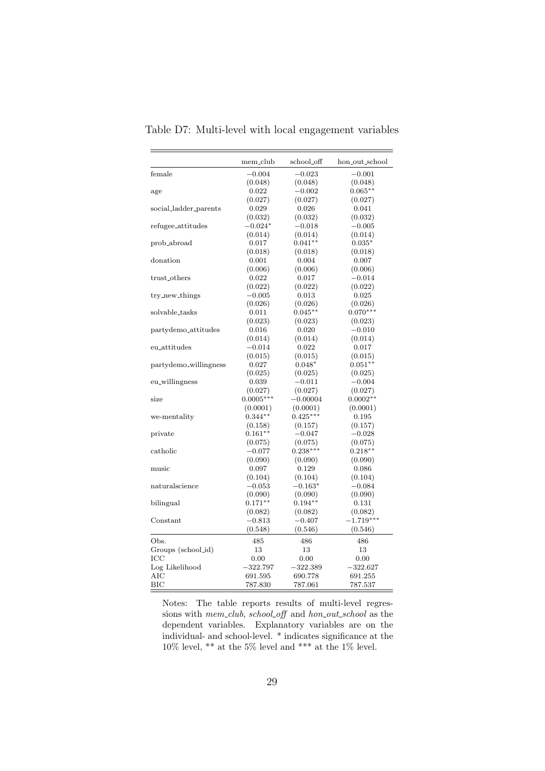Table D7: Multi-level with local engagement variables

| | mem_club | school_off | hon_out_school |
|---|---|---|---|
| female | −0.004 | −0.023 | −0.001 |
| | (0.048) | (0.048) | (0.048) |
| age | 0.022 | −0.002 | 0.065** |
| | (0.027) | (0.027) | (0.027) |
| social_ladder_parents | 0.029 | 0.026 | 0.041 |
| | (0.032) | (0.032) | (0.032) |
| refugee_attitudes | −0.024* | −0.018 | −0.005 |
| | (0.014) | (0.014) | (0.014) |
| prob_abroad | 0.017 | 0.041** | 0.035* |
| | (0.018) | (0.018) | (0.018) |
| donation | 0.001 | 0.004 | 0.007 |
| | (0.006) | (0.006) | (0.006) |
| trust_others | 0.022 | 0.017 | −0.014 |
| | (0.022) | (0.022) | (0.022) |
| try_new_things | −0.005 | 0.013 | 0.025 |
| | (0.026) | (0.026) | (0.026) |
| solvable_tasks | 0.011 | 0.045** | 0.070*** |
| | (0.023) | (0.023) | (0.023) |
| partydemo_attitudes | 0.016 | 0.020 | −0.010 |
| | (0.014) | (0.014) | (0.014) |
| eu_attitudes | −0.014 | 0.022 | 0.017 |
| | (0.015) | (0.015) | (0.015) |
| partydemo_willingness | 0.027 | 0.048* | 0.051** |
| | (0.025) | (0.025) | (0.025) |
| eu_willingness | 0.039 | −0.011 | −0.004 |
| | (0.027) | (0.027) | (0.027) |
| size | 0.0005*** | −0.00004 | 0.0002** |
| | (0.0001) | (0.0001) | (0.0001) |
| we-mentality | 0.344** | 0.425*** | 0.195 |
| | (0.158) | (0.157) | (0.157) |
| private | 0.161** | −0.047 | −0.028 |
| | (0.075) | (0.075) | (0.075) |
| catholic | −0.077 | 0.238*** | 0.218** |
| | (0.090) | (0.090) | (0.090) |
| music | 0.097 | 0.129 | 0.086 |
| | (0.104) | (0.104) | (0.104) |
| naturalscience | −0.053 | −0.163* | −0.084 |
| | (0.090) | (0.090) | (0.090) |
| bilingual | 0.171** | 0.194** | 0.131 |
| | (0.082) | (0.082) | (0.082) |
| Constant | −0.813 | −0.407 | −1.719*** |
| | (0.548) | (0.546) | (0.546) |
| Obs. | 485 | 486 | 486 |
| Groups (school_id) | 13 | 13 | 13 |
| ICC | 0.00 | 0.00 | 0.00 |
| Log Likelihood | −322.797 | −322.389 | −322.627 |
| AIC | 691.595 | 690.778 | 691.255 |
| BIC | 787.830 | 787.061 | 787.537 |

Notes: The table reports results of multi-level regressions with *mem_club*, *school_off* and *hon_out_school* as the dependent variables. Explanatory variables are on the individual- and school-level. * indicates significance at the 10% level, ** at the 5% level and *** at the 1% level.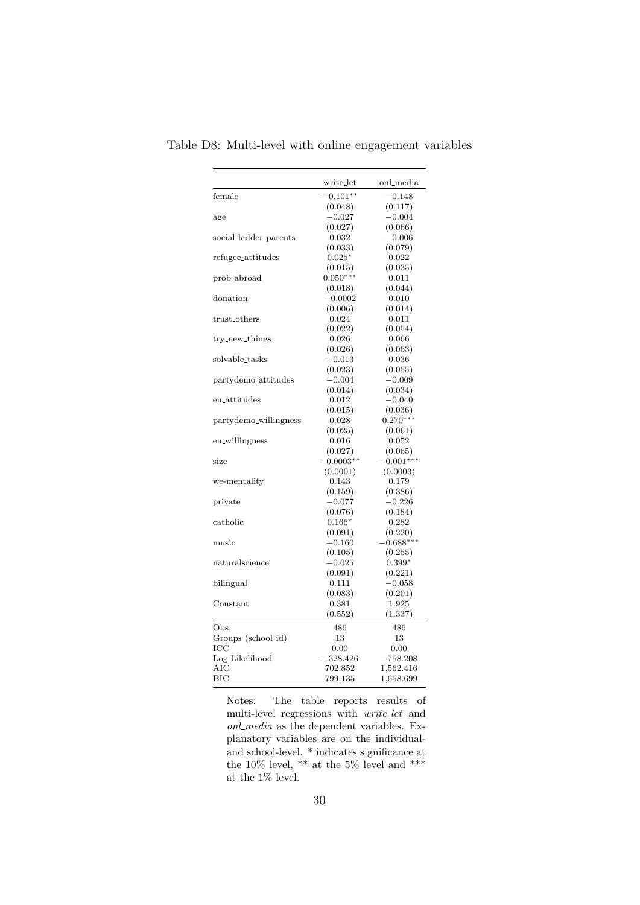Table D8: Multi-level with online engagement variables

| | write_let | onl_media |
|---|---|---|
| female | −0.101** | −0.148 |
| | (0.048) | (0.117) |
| age | −0.027 | −0.004 |
| | (0.027) | (0.066) |
| social_ladder_parents | 0.032 | −0.006 |
| | (0.033) | (0.079) |
| refugee_attitudes | 0.025* | 0.022 |
| | (0.015) | (0.035) |
| prob_abroad | 0.050*** | 0.011 |
| | (0.018) | (0.044) |
| donation | −0.0002 | 0.010 |
| | (0.006) | (0.014) |
| trust_others | 0.024 | 0.011 |
| | (0.022) | (0.054) |
| try_new_things | 0.026 | 0.066 |
| | (0.026) | (0.063) |
| solvable_tasks | −0.013 | 0.036 |
| | (0.023) | (0.055) |
| partydemo_attitudes | −0.004 | −0.009 |
| | (0.014) | (0.034) |
| eu_attitudes | 0.012 | −0.040 |
| | (0.015) | (0.036) |
| partydemo_willingness | 0.028 | 0.270*** |
| | (0.025) | (0.061) |
| eu_willingness | 0.016 | 0.052 |
| | (0.027) | (0.065) |
| size | −0.0003** | −0.001*** |
| | (0.0001) | (0.0003) |
| we-mentality | 0.143 | 0.179 |
| | (0.159) | (0.386) |
| private | −0.077 | −0.226 |
| | (0.076) | (0.184) |
| catholic | 0.166* | 0.282 |
| | (0.091) | (0.220) |
| music | −0.160 | −0.688*** |
| | (0.105) | (0.255) |
| naturalscience | −0.025 | 0.399* |
| | (0.091) | (0.221) |
| bilingual | 0.111 | −0.058 |
| | (0.083) | (0.201) |
| Constant | 0.381 | 1.925 |
| | (0.552) | (1.337) |
| Obs. | 486 | 486 |
| Groups (school_id) | 13 | 13 |
| ICC | 0.00 | 0.00 |
| Log Likelihood | −328.426 | −758.208 |
| AIC | 702.852 | 1,562.416 |
| BIC | 799.135 | 1,658.699 |

Notes: The table reports results of multi-level regressions with *write_let* and *onl_media* as the dependent variables. Explanatory variables are on the individual- and school-level. * indicates significance at the 10% level, ** at the 5% level and *** at the 1% level.